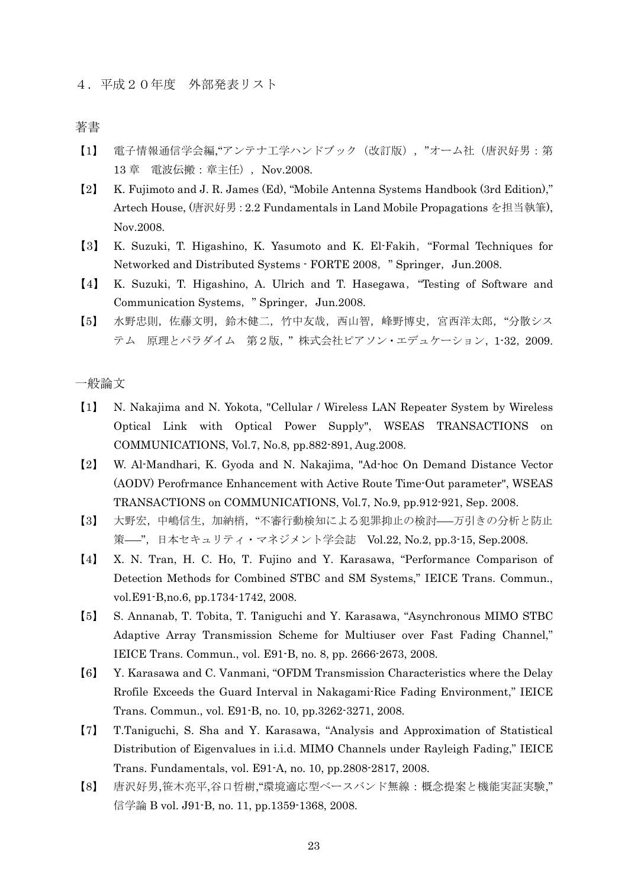## ４．平成２０年度　外部発表リスト

### 著書

【1】 電子情報通信学会編,"アンテナ工学ハンドブック（改訂版）, "オーム社（唐沢好男：第 13 章　電波伝搬：章主任）, Nov.2008.

【2】 K. Fujimoto and J. R. James (Ed), "Mobile Antenna Systems Handbook (3rd Edition)," Artech House, (唐沢好男 : 2.2 Fundamentals in Land Mobile Propagations を担当執筆), Nov.2008.

【3】 K. Suzuki, T. Higashino, K. Yasumoto and K. El-Fakih, "Formal Techniques for Networked and Distributed Systems - FORTE 2008, " Springer, Jun.2008.

【4】 K. Suzuki, T. Higashino, A. Ulrich and T. Hasegawa, "Testing of Software and Communication Systems, " Springer, Jun.2008.

【5】 水野忠則，佐藤文明，鈴木健二，竹中友哉，西山智，峰野博史，宮西洋太郎，"分散システム　原理とパラダイム　第２版，" 株式会社ピアソン・エデュケーション，1-32，2009.

### 一般論文

【1】 N. Nakajima and N. Yokota, "Cellular / Wireless LAN Repeater System by Wireless Optical Link with Optical Power Supply", WSEAS TRANSACTIONS on COMMUNICATIONS, Vol.7, No.8, pp.882-891, Aug.2008.

【2】 W. Al-Mandhari, K. Gyoda and N. Nakajima, "Ad-hoc On Demand Distance Vector (AODV) Perofrmance Enhancement with Active Route Time-Out parameter", WSEAS TRANSACTIONS on COMMUNICATIONS, Vol.7, No.9, pp.912-921, Sep. 2008.

【3】 大野宏，中嶋信生，加納梢，"不審行動検知による犯罪抑止の検討――万引きの分析と防止策――"，日本セキュリティ・マネジメント学会誌　Vol.22, No.2, pp.3-15, Sep.2008.

【4】 X. N. Tran, H. C. Ho, T. Fujino and Y. Karasawa, "Performance Comparison of Detection Methods for Combined STBC and SM Systems," IEICE Trans. Commun., vol.E91-B,no.6, pp.1734-1742, 2008.

【5】 S. Annanab, T. Tobita, T. Taniguchi and Y. Karasawa, "Asynchronous MIMO STBC Adaptive Array Transmission Scheme for Multiuser over Fast Fading Channel," IEICE Trans. Commun., vol. E91-B, no. 8, pp. 2666-2673, 2008.

【6】 Y. Karasawa and C. Vanmani, "OFDM Transmission Characteristics where the Delay Rrofile Exceeds the Guard Interval in Nakagami-Rice Fading Environment," IEICE Trans. Commun., vol. E91-B, no. 10, pp.3262-3271, 2008.

【7】 T.Taniguchi, S. Sha and Y. Karasawa, "Analysis and Approximation of Statistical Distribution of Eigenvalues in i.i.d. MIMO Channels under Rayleigh Fading," IEICE Trans. Fundamentals, vol. E91-A, no. 10, pp.2808-2817, 2008.

【8】 唐沢好男,笹木亮平,谷口哲樹,"環境適応型ベースバンド無線：概念提案と機能実証実験," 信学論 B vol. J91-B, no. 11, pp.1359-1368, 2008.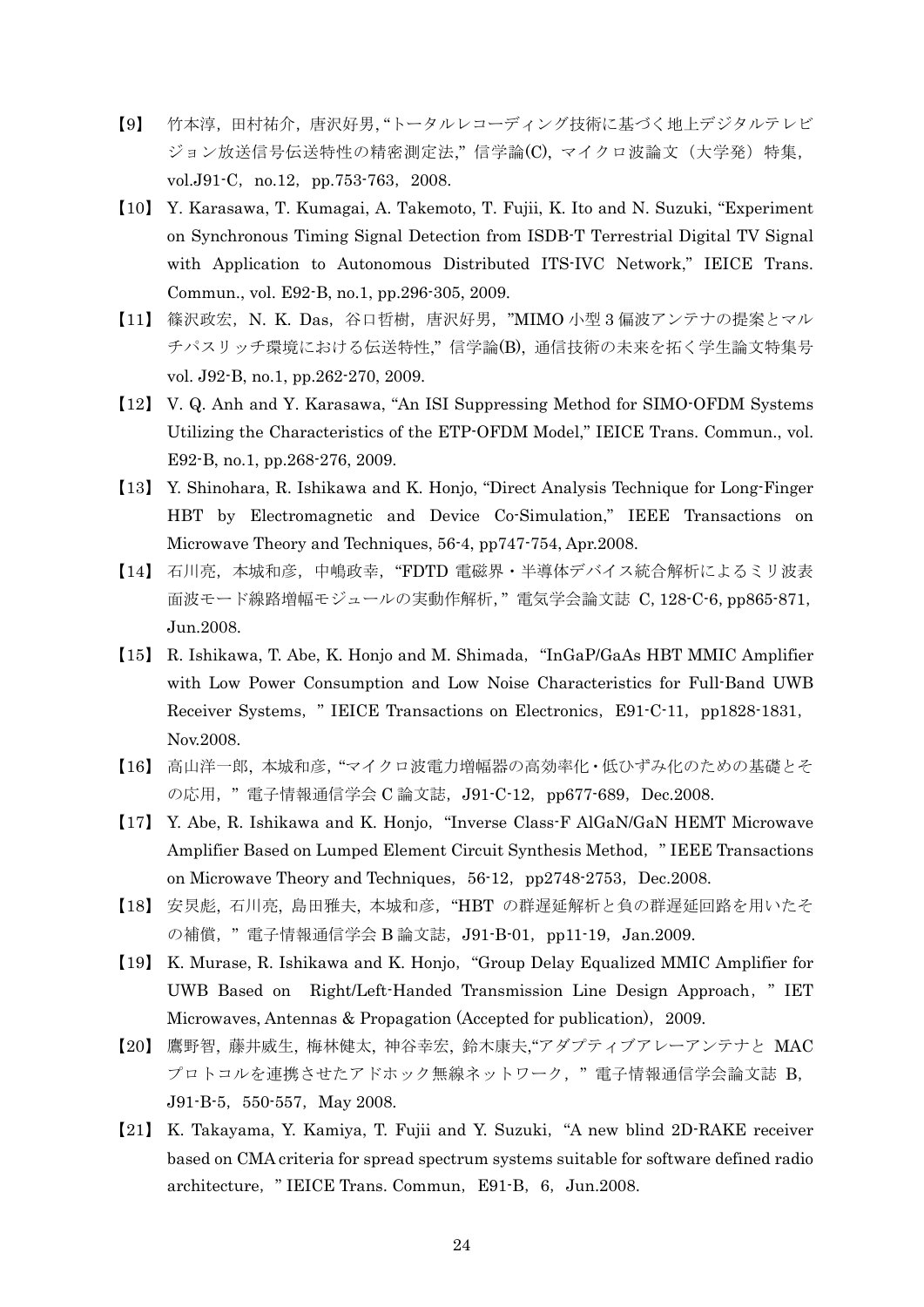【9】 竹本淳，田村祐介，唐沢好男，“トータルレコーディング技術に基づく地上デジタルテレビジョン放送信号伝送特性の精密測定法,” 信学論(C)，マイクロ波論文（大学発）特集，vol.J91-C，no.12，pp.753-763，2008.

【10】 Y. Karasawa, T. Kumagai, A. Takemoto, T. Fujii, K. Ito and N. Suzuki, “Experiment on Synchronous Timing Signal Detection from ISDB-T Terrestrial Digital TV Signal with Application to Autonomous Distributed ITS-IVC Network,” IEICE Trans. Commun., vol. E92-B, no.1, pp.296-305, 2009.

【11】 篠沢政宏，N. K. Das，谷口哲樹，唐沢好男，”MIMO 小型 3 偏波アンテナの提案とマルチパスリッチ環境における伝送特性,” 信学論(B)，通信技術の未来を拓く学生論文特集号 vol. J92-B, no.1, pp.262-270, 2009.

【12】 V. Q. Anh and Y. Karasawa, “An ISI Suppressing Method for SIMO-OFDM Systems Utilizing the Characteristics of the ETP-OFDM Model,” IEICE Trans. Commun., vol. E92-B, no.1, pp.268-276, 2009.

【13】 Y. Shinohara, R. Ishikawa and K. Honjo, “Direct Analysis Technique for Long-Finger HBT by Electromagnetic and Device Co-Simulation,” IEEE Transactions on Microwave Theory and Techniques, 56-4, pp747-754, Apr.2008.

【14】 石川亮，本城和彦，中嶋政幸，“FDTD 電磁界・半導体デバイス統合解析によるミリ波表面波モード線路増幅モジュールの実動作解析,” 電気学会論文誌 C, 128-C-6, pp865-871, Jun.2008.

【15】 R. Ishikawa, T. Abe, K. Honjo and M. Shimada，“InGaP/GaAs HBT MMIC Amplifier with Low Power Consumption and Low Noise Characteristics for Full-Band UWB Receiver Systems，” IEICE Transactions on Electronics，E91-C-11，pp1828-1831，Nov.2008.

【16】 高山洋一郎，本城和彦，“マイクロ波電力増幅器の高効率化・低ひずみ化のための基礎とその応用，” 電子情報通信学会 C 論文誌，J91-C-12，pp677-689，Dec.2008.

【17】 Y. Abe, R. Ishikawa and K. Honjo，“Inverse Class-F AlGaN/GaN HEMT Microwave Amplifier Based on Lumped Element Circuit Synthesis Method，” IEEE Transactions on Microwave Theory and Techniques，56-12，pp2748-2753，Dec.2008.

【18】 安炅彪，石川亮，島田雅夫，本城和彦，“HBT の群遅延解析と負の群遅延回路を用いたその補償，” 電子情報通信学会 B 論文誌，J91-B-01，pp11-19，Jan.2009.

【19】 K. Murase, R. Ishikawa and K. Honjo，“Group Delay Equalized MMIC Amplifier for UWB Based on Right/Left-Handed Transmission Line Design Approach，” IET Microwaves, Antennas & Propagation (Accepted for publication)，2009.

【20】 鷹野智，藤井威生，梅林健太，神谷幸宏，鈴木康夫,“アダプティブアレーアンテナと MAC プロトコルを連携させたアドホック無線ネットワーク，” 電子情報通信学会論文誌 B，J91-B-5，550-557，May 2008.

【21】 K. Takayama, Y. Kamiya, T. Fujii and Y. Suzuki，“A new blind 2D-RAKE receiver based on CMA criteria for spread spectrum systems suitable for software defined radio architecture，” IEICE Trans. Commun，E91-B，6，Jun.2008.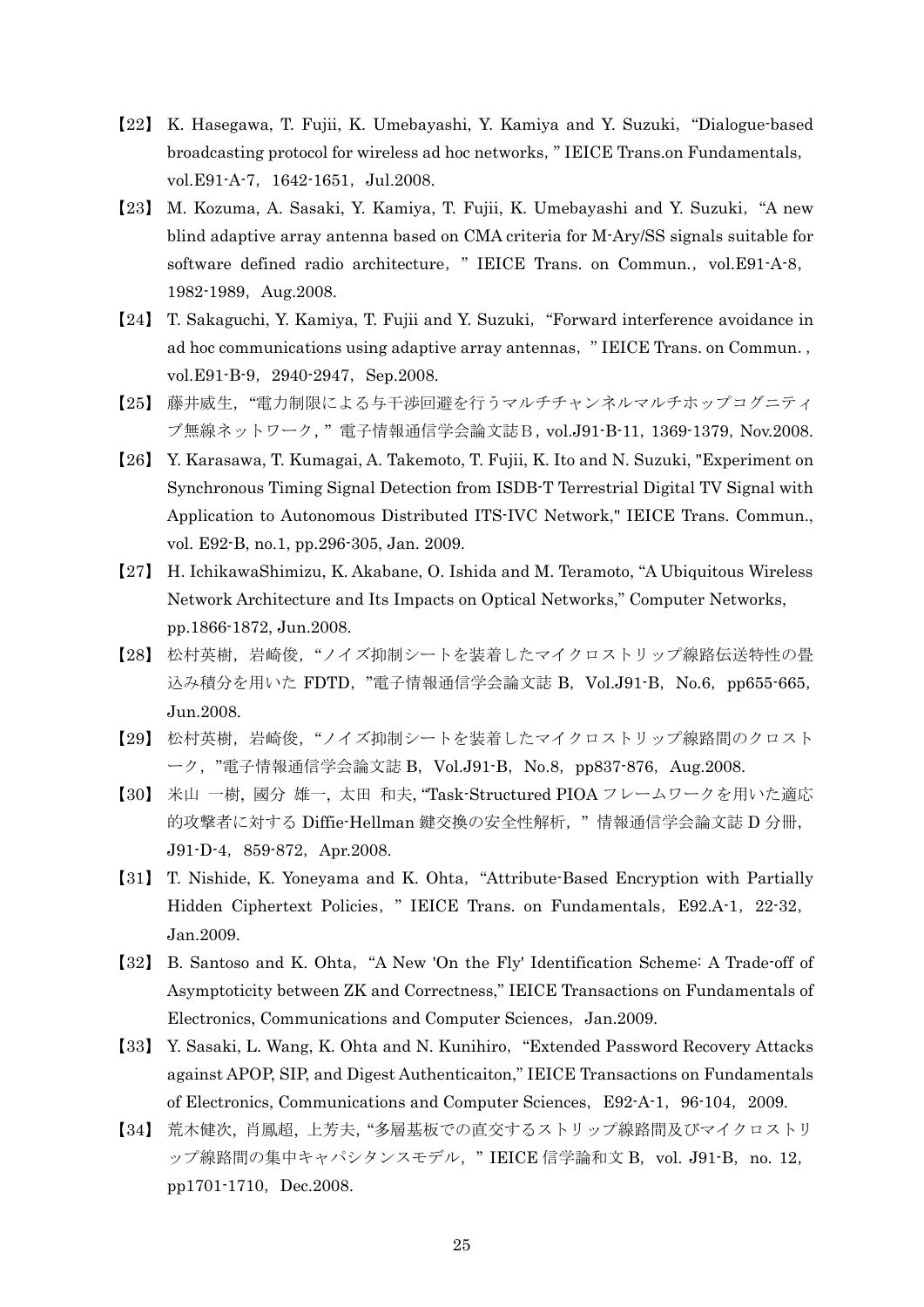【22】 K. Hasegawa, T. Fujii, K. Umebayashi, Y. Kamiya and Y. Suzuki, "Dialogue-based broadcasting protocol for wireless ad hoc networks, " IEICE Trans.on Fundamentals, vol.E91-A-7, 1642-1651, Jul.2008.

【23】 M. Kozuma, A. Sasaki, Y. Kamiya, T. Fujii, K. Umebayashi and Y. Suzuki, "A new blind adaptive array antenna based on CMA criteria for M-Ary/SS signals suitable for software defined radio architecture, " IEICE Trans. on Commun., vol.E91-A-8, 1982-1989, Aug.2008.

【24】 T. Sakaguchi, Y. Kamiya, T. Fujii and Y. Suzuki, "Forward interference avoidance in ad hoc communications using adaptive array antennas, " IEICE Trans. on Commun. , vol.E91-B-9, 2940-2947, Sep.2008.

【25】 藤井威生, "電力制限による与干渉回避を行うマルチチャンネルマルチホップコグニティブ無線ネットワーク, " 電子情報通信学会論文誌Ｂ, vol.J91-B-11, 1369-1379, Nov.2008.

【26】 Y. Karasawa, T. Kumagai, A. Takemoto, T. Fujii, K. Ito and N. Suzuki, "Experiment on Synchronous Timing Signal Detection from ISDB-T Terrestrial Digital TV Signal with Application to Autonomous Distributed ITS-IVC Network," IEICE Trans. Commun., vol. E92-B, no.1, pp.296-305, Jan. 2009.

【27】 H. IchikawaShimizu, K. Akabane, O. Ishida and M. Teramoto, "A Ubiquitous Wireless Network Architecture and Its Impacts on Optical Networks," Computer Networks, pp.1866-1872, Jun.2008.

【28】 松村英樹, 岩崎俊, "ノイズ抑制シートを装着したマイクロストリップ線路伝送特性の畳込み積分を用いた FDTD, "電子情報通信学会論文誌 B, Vol.J91-B, No.6, pp655-665, Jun.2008.

【29】 松村英樹, 岩崎俊, "ノイズ抑制シートを装着したマイクロストリップ線路間のクロストーク, "電子情報通信学会論文誌 B, Vol.J91-B, No.8, pp837-876, Aug.2008.

【30】 米山 一樹, 國分 雄一, 太田 和夫, "Task-Structured PIOA フレームワークを用いた適応的攻撃者に対する Diffie-Hellman 鍵交換の安全性解析, " 情報通信学会論文誌 D 分冊, J91-D-4, 859-872, Apr.2008.

【31】 T. Nishide, K. Yoneyama and K. Ohta, "Attribute-Based Encryption with Partially Hidden Ciphertext Policies, " IEICE Trans. on Fundamentals, E92.A-1, 22-32, Jan.2009.

【32】 B. Santoso and K. Ohta, "A New 'On the Fly' Identification Scheme: A Trade-off of Asymptoticity between ZK and Correctness," IEICE Transactions on Fundamentals of Electronics, Communications and Computer Sciences, Jan.2009.

【33】 Y. Sasaki, L. Wang, K. Ohta and N. Kunihiro, "Extended Password Recovery Attacks against APOP, SIP, and Digest Authenticaiton," IEICE Transactions on Fundamentals of Electronics, Communications and Computer Sciences, E92-A-1, 96-104, 2009.

【34】 荒木健次, 肖鳳超, 上芳夫, "多層基板での直交するストリップ線路間及びマイクロストリップ線路間の集中キャパシタンスモデル, " IEICE 信学論和文 B, vol. J91-B, no. 12, pp1701-1710, Dec.2008.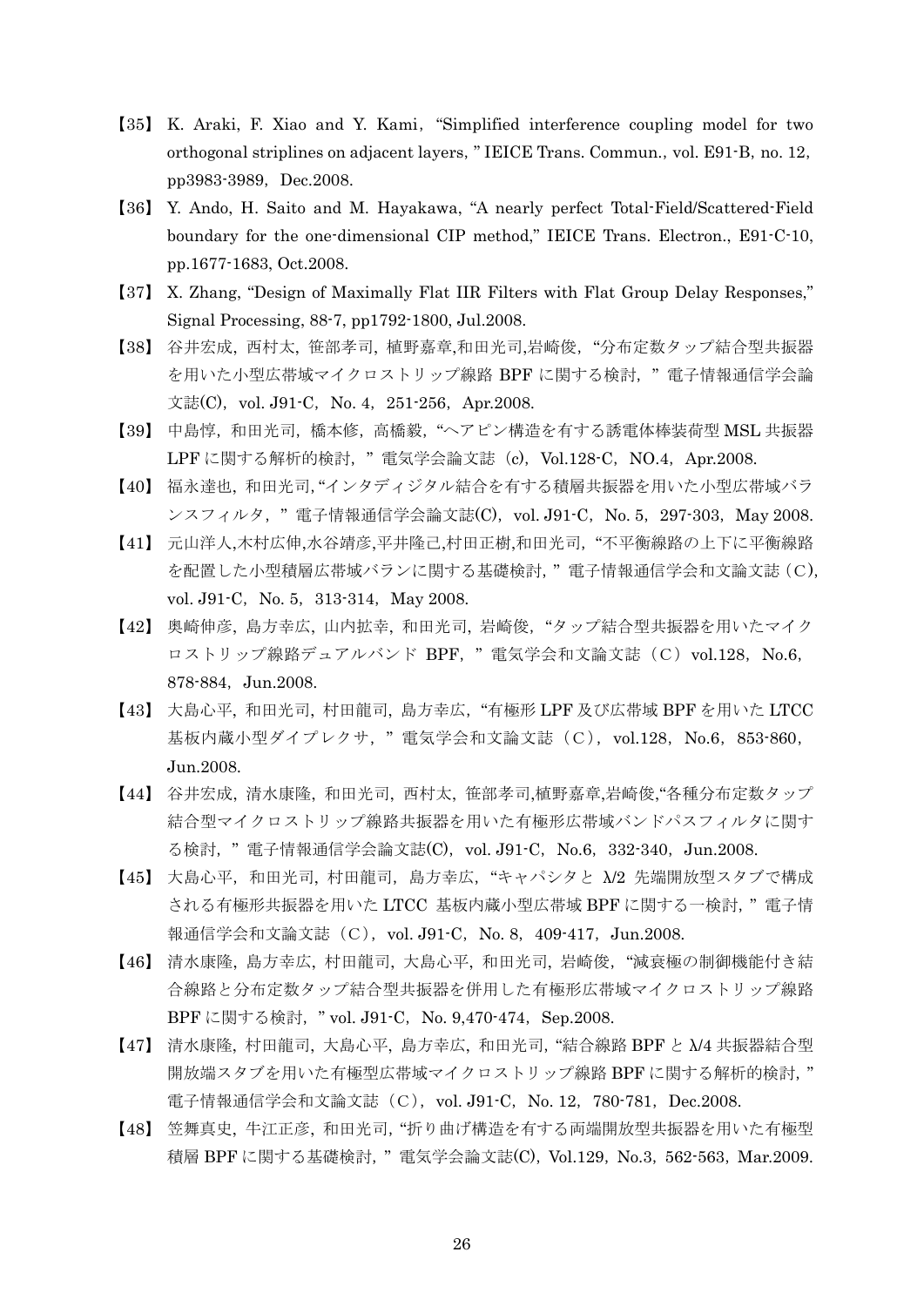【35】 K. Araki, F. Xiao and Y. Kami, "Simplified interference coupling model for two orthogonal striplines on adjacent layers, " IEICE Trans. Commun., vol. E91-B, no. 12, pp3983-3989, Dec.2008.

【36】 Y. Ando, H. Saito and M. Hayakawa, "A nearly perfect Total-Field/Scattered-Field boundary for the one-dimensional CIP method," IEICE Trans. Electron., E91-C-10, pp.1677-1683, Oct.2008.

【37】 X. Zhang, "Design of Maximally Flat IIR Filters with Flat Group Delay Responses," Signal Processing, 88-7, pp1792-1800, Jul.2008.

【38】 谷井宏成, 西村太, 笹部孝司, 植野嘉章,和田光司,岩崎俊, "分布定数タップ結合型共振器を用いた小型広帯域マイクロストリップ線路 BPF に関する検討, " 電子情報通信学会論文誌(C), vol. J91-C, No. 4, 251-256, Apr.2008.

【39】 中島惇, 和田光司, 橋本修, 高橋毅, "ヘアピン構造を有する誘電体棒装荷型 MSL 共振器 LPF に関する解析的検討, " 電気学会論文誌 (c), Vol.128-C, NO.4, Apr.2008.

【40】 福永達也, 和田光司, "インタディジタル結合を有する積層共振器を用いた小型広帯域バランスフィルタ, " 電子情報通信学会論文誌(C), vol. J91-C, No. 5, 297-303, May 2008.

【41】 元山洋人,木村広伸,水谷靖彦,平井隆己,村田正樹,和田光司, "不平衡線路の上下に平衡線路を配置した小型積層広帯域バランに関する基礎検討, " 電子情報通信学会和文論文誌 (C), vol. J91-C, No. 5, 313-314, May 2008.

【42】 奥崎伸彦, 島方幸広, 山内拡幸, 和田光司, 岩崎俊, "タップ結合型共振器を用いたマイクロストリップ線路デュアルバンド BPF, " 電気学会和文論文誌 (C) vol.128, No.6, 878-884, Jun.2008.

【43】 大島心平, 和田光司, 村田龍司, 島方幸広, "有極形 LPF 及び広帯域 BPF を用いた LTCC 基板内蔵小型ダイプレクサ, " 電気学会和文論文誌 (C), vol.128, No.6, 853-860, Jun.2008.

【44】 谷井宏成, 清水康隆, 和田光司, 西村太, 笹部孝司,植野嘉章,岩崎俊,"各種分布定数タップ結合型マイクロストリップ線路共振器を用いた有極形広帯域バンドパスフィルタに関する検討, " 電子情報通信学会論文誌(C), vol. J91-C, No.6, 332-340, Jun.2008.

【45】 大島心平, 和田光司, 村田龍司, 島方幸広, "キャパシタと λ/2 先端開放型スタブで構成される有極形共振器を用いた LTCC 基板内蔵小型広帯域 BPF に関する一検討, " 電子情報通信学会和文論文誌 (C), vol. J91-C, No. 8, 409-417, Jun.2008.

【46】 清水康隆, 島方幸広, 村田龍司, 大島心平, 和田光司, 岩崎俊, "減衰極の制御機能付き結合線路と分布定数タップ結合型共振器を併用した有極形広帯域マイクロストリップ線路 BPF に関する検討, " vol. J91-C, No. 9,470-474, Sep.2008.

【47】 清水康隆, 村田龍司, 大島心平, 島方幸広, 和田光司, "結合線路 BPF と λ/4 共振器結合型開放端スタブを用いた有極型広帯域マイクロストリップ線路 BPF に関する解析的検討, " 電子情報通信学会和文論文誌 (C), vol. J91-C, No. 12, 780-781, Dec.2008.

【48】 笠舞真史, 牛江正彦, 和田光司, "折り曲げ構造を有する両端開放型共振器を用いた有極型積層 BPF に関する基礎検討, " 電気学会論文誌(C), Vol.129, No.3, 562-563, Mar.2009.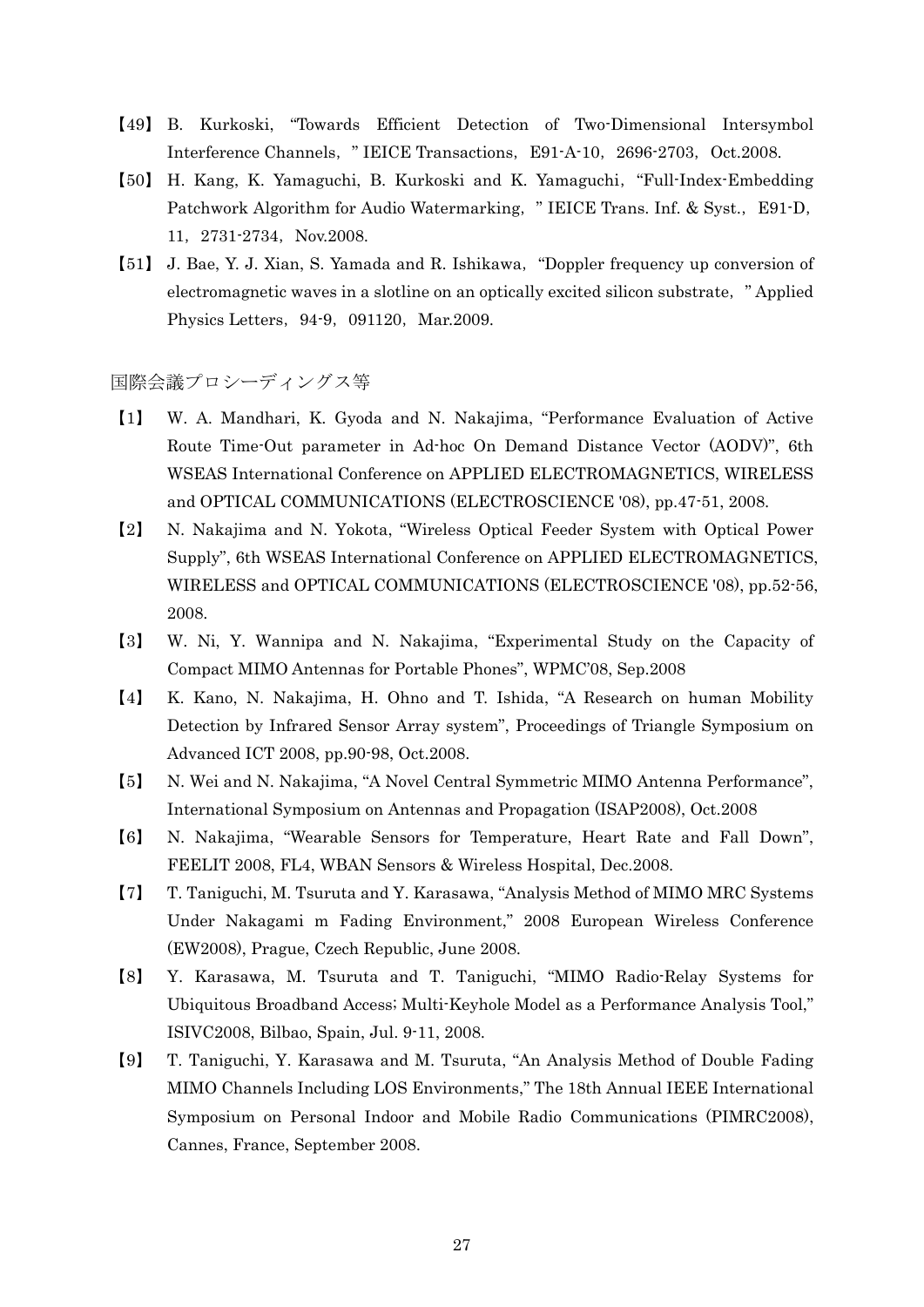【49】 B. Kurkoski, "Towards Efficient Detection of Two-Dimensional Intersymbol Interference Channels, " IEICE Transactions, E91-A-10, 2696-2703, Oct.2008.

【50】 H. Kang, K. Yamaguchi, B. Kurkoski and K. Yamaguchi, "Full-Index-Embedding Patchwork Algorithm for Audio Watermarking, " IEICE Trans. Inf. & Syst., E91-D, 11, 2731-2734, Nov.2008.

【51】 J. Bae, Y. J. Xian, S. Yamada and R. Ishikawa, "Doppler frequency up conversion of electromagnetic waves in a slotline on an optically excited silicon substrate, " Applied Physics Letters, 94-9, 091120, Mar.2009.

国際会議プロシーディングス等

【1】 W. A. Mandhari, K. Gyoda and N. Nakajima, "Performance Evaluation of Active Route Time-Out parameter in Ad-hoc On Demand Distance Vector (AODV)", 6th WSEAS International Conference on APPLIED ELECTROMAGNETICS, WIRELESS and OPTICAL COMMUNICATIONS (ELECTROSCIENCE '08), pp.47-51, 2008.

【2】 N. Nakajima and N. Yokota, "Wireless Optical Feeder System with Optical Power Supply", 6th WSEAS International Conference on APPLIED ELECTROMAGNETICS, WIRELESS and OPTICAL COMMUNICATIONS (ELECTROSCIENCE '08), pp.52-56, 2008.

【3】 W. Ni, Y. Wannipa and N. Nakajima, "Experimental Study on the Capacity of Compact MIMO Antennas for Portable Phones", WPMC'08, Sep.2008

【4】 K. Kano, N. Nakajima, H. Ohno and T. Ishida, "A Research on human Mobility Detection by Infrared Sensor Array system", Proceedings of Triangle Symposium on Advanced ICT 2008, pp.90-98, Oct.2008.

【5】 N. Wei and N. Nakajima, "A Novel Central Symmetric MIMO Antenna Performance", International Symposium on Antennas and Propagation (ISAP2008), Oct.2008

【6】 N. Nakajima, "Wearable Sensors for Temperature, Heart Rate and Fall Down", FEELIT 2008, FL4, WBAN Sensors & Wireless Hospital, Dec.2008.

【7】 T. Taniguchi, M. Tsuruta and Y. Karasawa, "Analysis Method of MIMO MRC Systems Under Nakagami m Fading Environment," 2008 European Wireless Conference (EW2008), Prague, Czech Republic, June 2008.

【8】 Y. Karasawa, M. Tsuruta and T. Taniguchi, "MIMO Radio-Relay Systems for Ubiquitous Broadband Access; Multi-Keyhole Model as a Performance Analysis Tool," ISIVC2008, Bilbao, Spain, Jul. 9-11, 2008.

【9】 T. Taniguchi, Y. Karasawa and M. Tsuruta, "An Analysis Method of Double Fading MIMO Channels Including LOS Environments," The 18th Annual IEEE International Symposium on Personal Indoor and Mobile Radio Communications (PIMRC2008), Cannes, France, September 2008.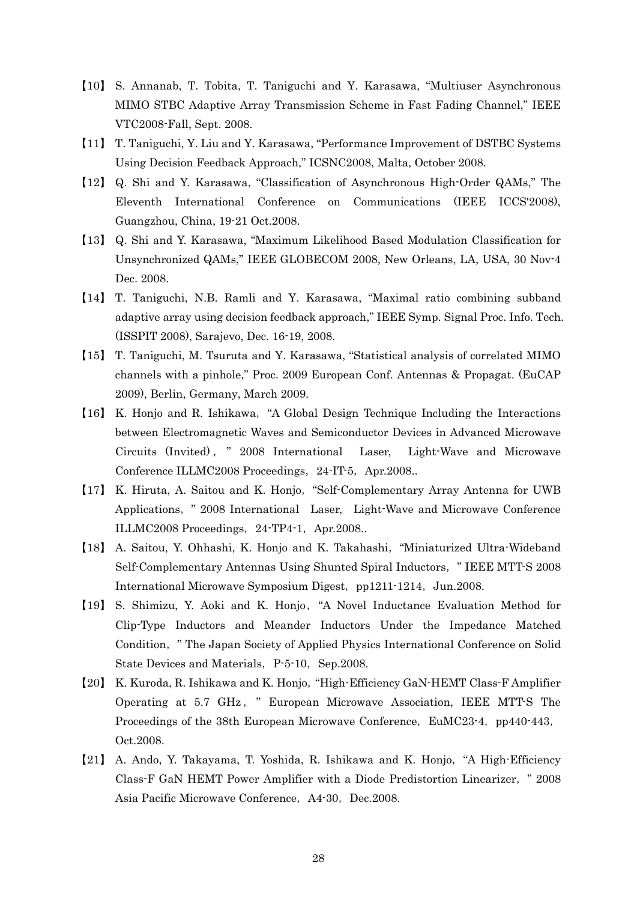【10】 S. Annanab, T. Tobita, T. Taniguchi and Y. Karasawa, "Multiuser Asynchronous MIMO STBC Adaptive Array Transmission Scheme in Fast Fading Channel," IEEE VTC2008-Fall, Sept. 2008.

【11】 T. Taniguchi, Y. Liu and Y. Karasawa, "Performance Improvement of DSTBC Systems Using Decision Feedback Approach," ICSNC2008, Malta, October 2008.

【12】 Q. Shi and Y. Karasawa, "Classification of Asynchronous High-Order QAMs," The Eleventh International Conference on Communications (IEEE ICCS'2008), Guangzhou, China, 19-21 Oct.2008.

【13】 Q. Shi and Y. Karasawa, "Maximum Likelihood Based Modulation Classification for Unsynchronized QAMs," IEEE GLOBECOM 2008, New Orleans, LA, USA, 30 Nov-4 Dec. 2008.

【14】 T. Taniguchi, N.B. Ramli and Y. Karasawa, "Maximal ratio combining subband adaptive array using decision feedback approach," IEEE Symp. Signal Proc. Info. Tech. (ISSPIT 2008), Sarajevo, Dec. 16-19, 2008.

【15】 T. Taniguchi, M. Tsuruta and Y. Karasawa, "Statistical analysis of correlated MIMO channels with a pinhole," Proc. 2009 European Conf. Antennas & Propagat. (EuCAP 2009), Berlin, Germany, March 2009.

【16】 K. Honjo and R. Ishikawa, "A Global Design Technique Including the Interactions between Electromagnetic Waves and Semiconductor Devices in Advanced Microwave Circuits (Invited)," 2008 International Laser, Light-Wave and Microwave Conference ILLMC2008 Proceedings, 24-IT-5, Apr.2008..

【17】 K. Hiruta, A. Saitou and K. Honjo, "Self-Complementary Array Antenna for UWB Applications," 2008 International Laser, Light-Wave and Microwave Conference ILLMC2008 Proceedings, 24-TP4-1, Apr.2008..

【18】 A. Saitou, Y. Ohhashi, K. Honjo and K. Takahashi, "Miniaturized Ultra-Wideband Self-Complementary Antennas Using Shunted Spiral Inductors," IEEE MTT-S 2008 International Microwave Symposium Digest, pp1211-1214, Jun.2008.

【19】 S. Shimizu, Y. Aoki and K. Honjo, "A Novel Inductance Evaluation Method for Clip-Type Inductors and Meander Inductors Under the Impedance Matched Condition," The Japan Society of Applied Physics International Conference on Solid State Devices and Materials, P-5-10, Sep.2008.

【20】 K. Kuroda, R. Ishikawa and K. Honjo, "High-Efficiency GaN-HEMT Class-F Amplifier Operating at 5.7 GHz," European Microwave Association, IEEE MTT-S The Proceedings of the 38th European Microwave Conference, EuMC23-4, pp440-443, Oct.2008.

【21】 A. Ando, Y. Takayama, T. Yoshida, R. Ishikawa and K. Honjo, "A High-Efficiency Class-F GaN HEMT Power Amplifier with a Diode Predistortion Linearizer," 2008 Asia Pacific Microwave Conference, A4-30, Dec.2008.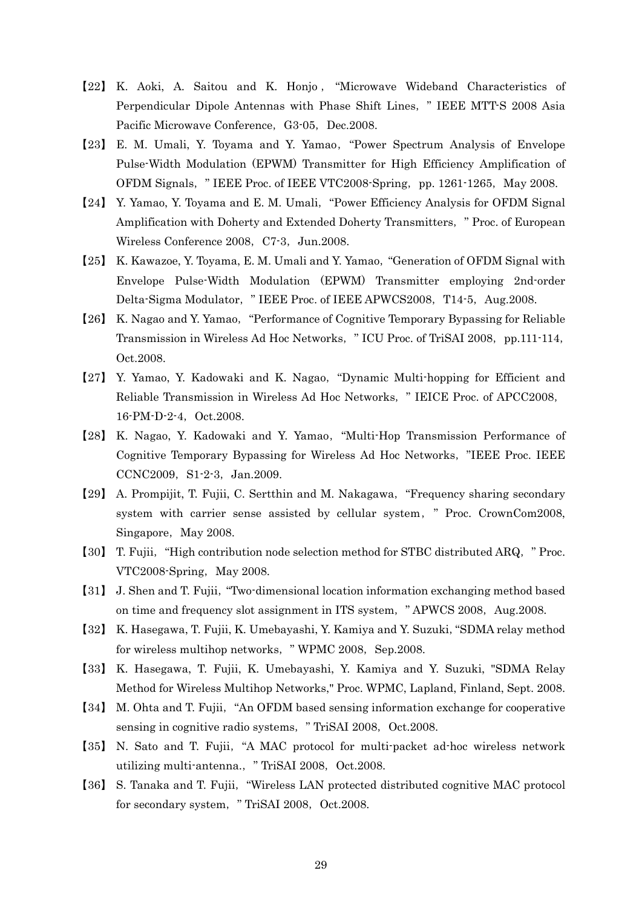【22】 K. Aoki, A. Saitou and K. Honjo , "Microwave Wideband Characteristics of Perpendicular Dipole Antennas with Phase Shift Lines, " IEEE MTT-S 2008 Asia Pacific Microwave Conference, G3-05, Dec.2008.

【23】 E. M. Umali, Y. Toyama and Y. Yamao, "Power Spectrum Analysis of Envelope Pulse-Width Modulation (EPWM) Transmitter for High Efficiency Amplification of OFDM Signals, " IEEE Proc. of IEEE VTC2008-Spring, pp. 1261-1265, May 2008.

【24】 Y. Yamao, Y. Toyama and E. M. Umali, "Power Efficiency Analysis for OFDM Signal Amplification with Doherty and Extended Doherty Transmitters, " Proc. of European Wireless Conference 2008, C7-3, Jun.2008.

【25】 K. Kawazoe, Y. Toyama, E. M. Umali and Y. Yamao, "Generation of OFDM Signal with Envelope Pulse-Width Modulation (EPWM) Transmitter employing 2nd-order Delta-Sigma Modulator, " IEEE Proc. of IEEE APWCS2008, T14-5, Aug.2008.

【26】 K. Nagao and Y. Yamao, "Performance of Cognitive Temporary Bypassing for Reliable Transmission in Wireless Ad Hoc Networks, " ICU Proc. of TriSAI 2008, pp.111-114, Oct.2008.

【27】 Y. Yamao, Y. Kadowaki and K. Nagao, "Dynamic Multi-hopping for Efficient and Reliable Transmission in Wireless Ad Hoc Networks, " IEICE Proc. of APCC2008, 16-PM-D-2-4, Oct.2008.

【28】 K. Nagao, Y. Kadowaki and Y. Yamao, "Multi-Hop Transmission Performance of Cognitive Temporary Bypassing for Wireless Ad Hoc Networks, "IEEE Proc. IEEE CCNC2009, S1-2-3, Jan.2009.

【29】 A. Prompijit, T. Fujii, C. Sertthin and M. Nakagawa, "Frequency sharing secondary system with carrier sense assisted by cellular system, " Proc. CrownCom2008, Singapore, May 2008.

【30】 T. Fujii, "High contribution node selection method for STBC distributed ARQ, " Proc. VTC2008-Spring, May 2008.

【31】 J. Shen and T. Fujii, "Two-dimensional location information exchanging method based on time and frequency slot assignment in ITS system, " APWCS 2008, Aug.2008.

【32】 K. Hasegawa, T. Fujii, K. Umebayashi, Y. Kamiya and Y. Suzuki, "SDMA relay method for wireless multihop networks, " WPMC 2008, Sep.2008.

【33】 K. Hasegawa, T. Fujii, K. Umebayashi, Y. Kamiya and Y. Suzuki, "SDMA Relay Method for Wireless Multihop Networks," Proc. WPMC, Lapland, Finland, Sept. 2008.

【34】 M. Ohta and T. Fujii, "An OFDM based sensing information exchange for cooperative sensing in cognitive radio systems, " TriSAI 2008, Oct.2008.

【35】 N. Sato and T. Fujii, "A MAC protocol for multi-packet ad-hoc wireless network utilizing multi-antenna., " TriSAI 2008, Oct.2008.

【36】 S. Tanaka and T. Fujii, "Wireless LAN protected distributed cognitive MAC protocol for secondary system, " TriSAI 2008, Oct.2008.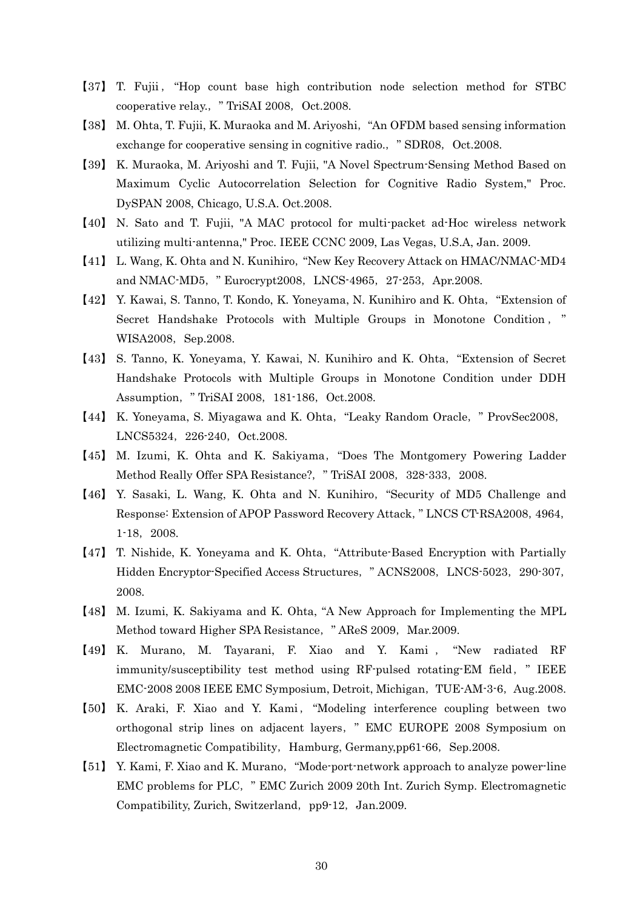【37】 T. Fujii , "Hop count base high contribution node selection method for STBC cooperative relay., " TriSAI 2008, Oct.2008.

【38】 M. Ohta, T. Fujii, K. Muraoka and M. Ariyoshi, "An OFDM based sensing information exchange for cooperative sensing in cognitive radio., " SDR08, Oct.2008.

【39】 K. Muraoka, M. Ariyoshi and T. Fujii, "A Novel Spectrum-Sensing Method Based on Maximum Cyclic Autocorrelation Selection for Cognitive Radio System," Proc. DySPAN 2008, Chicago, U.S.A. Oct.2008.

【40】 N. Sato and T. Fujii, "A MAC protocol for multi-packet ad-Hoc wireless network utilizing multi-antenna," Proc. IEEE CCNC 2009, Las Vegas, U.S.A, Jan. 2009.

【41】 L. Wang, K. Ohta and N. Kunihiro, "New Key Recovery Attack on HMAC/NMAC-MD4 and NMAC-MD5, " Eurocrypt2008, LNCS-4965, 27-253, Apr.2008.

【42】 Y. Kawai, S. Tanno, T. Kondo, K. Yoneyama, N. Kunihiro and K. Ohta, "Extension of Secret Handshake Protocols with Multiple Groups in Monotone Condition , " WISA2008, Sep.2008.

【43】 S. Tanno, K. Yoneyama, Y. Kawai, N. Kunihiro and K. Ohta, "Extension of Secret Handshake Protocols with Multiple Groups in Monotone Condition under DDH Assumption, " TriSAI 2008, 181-186, Oct.2008.

【44】 K. Yoneyama, S. Miyagawa and K. Ohta, "Leaky Random Oracle, " ProvSec2008, LNCS5324, 226-240, Oct.2008.

【45】 M. Izumi, K. Ohta and K. Sakiyama, "Does The Montgomery Powering Ladder Method Really Offer SPA Resistance?, " TriSAI 2008, 328-333, 2008.

【46】 Y. Sasaki, L. Wang, K. Ohta and N. Kunihiro, "Security of MD5 Challenge and Response: Extension of APOP Password Recovery Attack, " LNCS CT-RSA2008, 4964, 1-18, 2008.

【47】 T. Nishide, K. Yoneyama and K. Ohta, "Attribute-Based Encryption with Partially Hidden Encryptor-Specified Access Structures, " ACNS2008, LNCS-5023, 290-307, 2008.

【48】 M. Izumi, K. Sakiyama and K. Ohta, "A New Approach for Implementing the MPL Method toward Higher SPA Resistance, " AReS 2009, Mar.2009.

【49】 K. Murano, M. Tayarani, F. Xiao and Y. Kami , "New radiated RF immunity/susceptibility test method using RF-pulsed rotating-EM field, " IEEE EMC-2008 2008 IEEE EMC Symposium, Detroit, Michigan, TUE-AM-3-6, Aug.2008.

【50】 K. Araki, F. Xiao and Y. Kami, "Modeling interference coupling between two orthogonal strip lines on adjacent layers, " EMC EUROPE 2008 Symposium on Electromagnetic Compatibility, Hamburg, Germany,pp61-66, Sep.2008.

【51】 Y. Kami, F. Xiao and K. Murano, "Mode-port-network approach to analyze power-line EMC problems for PLC, " EMC Zurich 2009 20th Int. Zurich Symp. Electromagnetic Compatibility, Zurich, Switzerland, pp9-12, Jan.2009.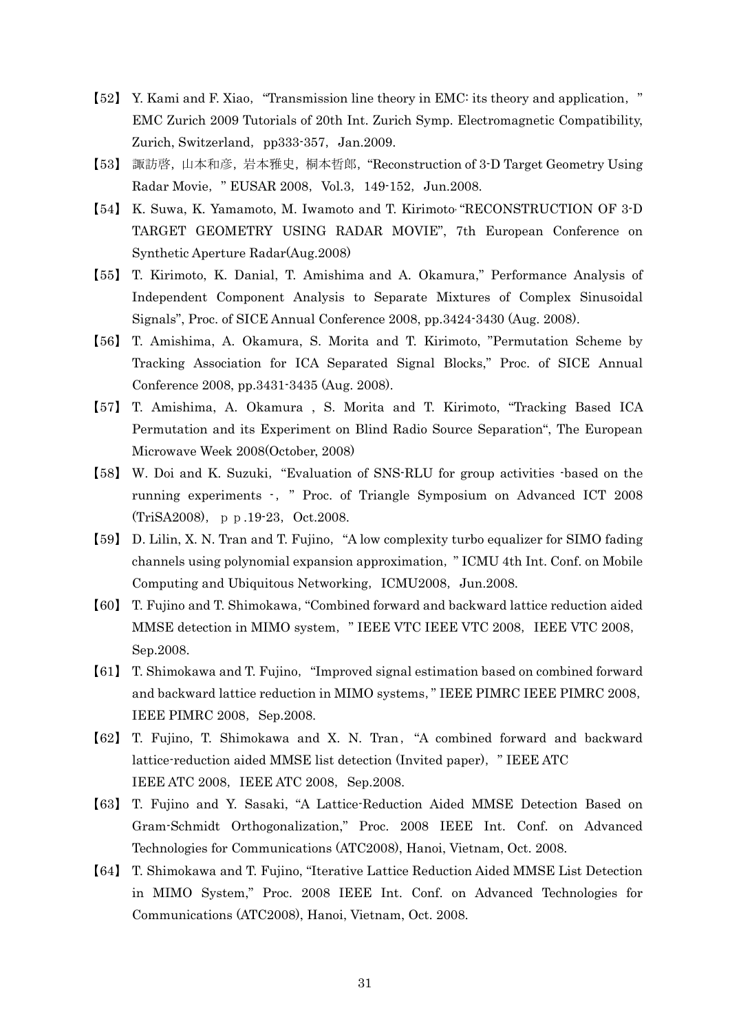【52】 Y. Kami and F. Xiao, "Transmission line theory in EMC: its theory and application, " EMC Zurich 2009 Tutorials of 20th Int. Zurich Symp. Electromagnetic Compatibility, Zurich, Switzerland, pp333-357, Jan.2009.

【53】 諏訪啓，山本和彦，岩本雅史，桐本哲郎，"Reconstruction of 3-D Target Geometry Using Radar Movie, " EUSAR 2008, Vol.3, 149-152, Jun.2008.

【54】 K. Suwa, K. Yamamoto, M. Iwamoto and T. Kirimoto, "RECONSTRUCTION OF 3-D TARGET GEOMETRY USING RADAR MOVIE", 7th European Conference on Synthetic Aperture Radar(Aug.2008)

【55】 T. Kirimoto, K. Danial, T. Amishima and A. Okamura," Performance Analysis of Independent Component Analysis to Separate Mixtures of Complex Sinusoidal Signals", Proc. of SICE Annual Conference 2008, pp.3424-3430 (Aug. 2008).

【56】 T. Amishima, A. Okamura, S. Morita and T. Kirimoto, "Permutation Scheme by Tracking Association for ICA Separated Signal Blocks," Proc. of SICE Annual Conference 2008, pp.3431-3435 (Aug. 2008).

【57】 T. Amishima, A. Okamura , S. Morita and T. Kirimoto, "Tracking Based ICA Permutation and its Experiment on Blind Radio Source Separation", The European Microwave Week 2008(October, 2008)

【58】 W. Doi and K. Suzuki, "Evaluation of SNS-RLU for group activities -based on the running experiments -, " Proc. of Triangle Symposium on Advanced ICT 2008 (TriSA2008), ｐｐ.19-23, Oct.2008.

【59】 D. Lilin, X. N. Tran and T. Fujino, "A low complexity turbo equalizer for SIMO fading channels using polynomial expansion approximation, " ICMU 4th Int. Conf. on Mobile Computing and Ubiquitous Networking, ICMU2008, Jun.2008.

【60】 T. Fujino and T. Shimokawa, "Combined forward and backward lattice reduction aided MMSE detection in MIMO system, " IEEE VTC IEEE VTC 2008, IEEE VTC 2008, Sep.2008.

【61】 T. Shimokawa and T. Fujino, "Improved signal estimation based on combined forward and backward lattice reduction in MIMO systems, " IEEE PIMRC IEEE PIMRC 2008, IEEE PIMRC 2008, Sep.2008.

【62】 T. Fujino, T. Shimokawa and X. N. Tran, "A combined forward and backward lattice-reduction aided MMSE list detection (Invited paper), " IEEE ATC IEEE ATC 2008, IEEE ATC 2008, Sep.2008.

【63】 T. Fujino and Y. Sasaki, "A Lattice-Reduction Aided MMSE Detection Based on Gram-Schmidt Orthogonalization," Proc. 2008 IEEE Int. Conf. on Advanced Technologies for Communications (ATC2008), Hanoi, Vietnam, Oct. 2008.

【64】 T. Shimokawa and T. Fujino, "Iterative Lattice Reduction Aided MMSE List Detection in MIMO System," Proc. 2008 IEEE Int. Conf. on Advanced Technologies for Communications (ATC2008), Hanoi, Vietnam, Oct. 2008.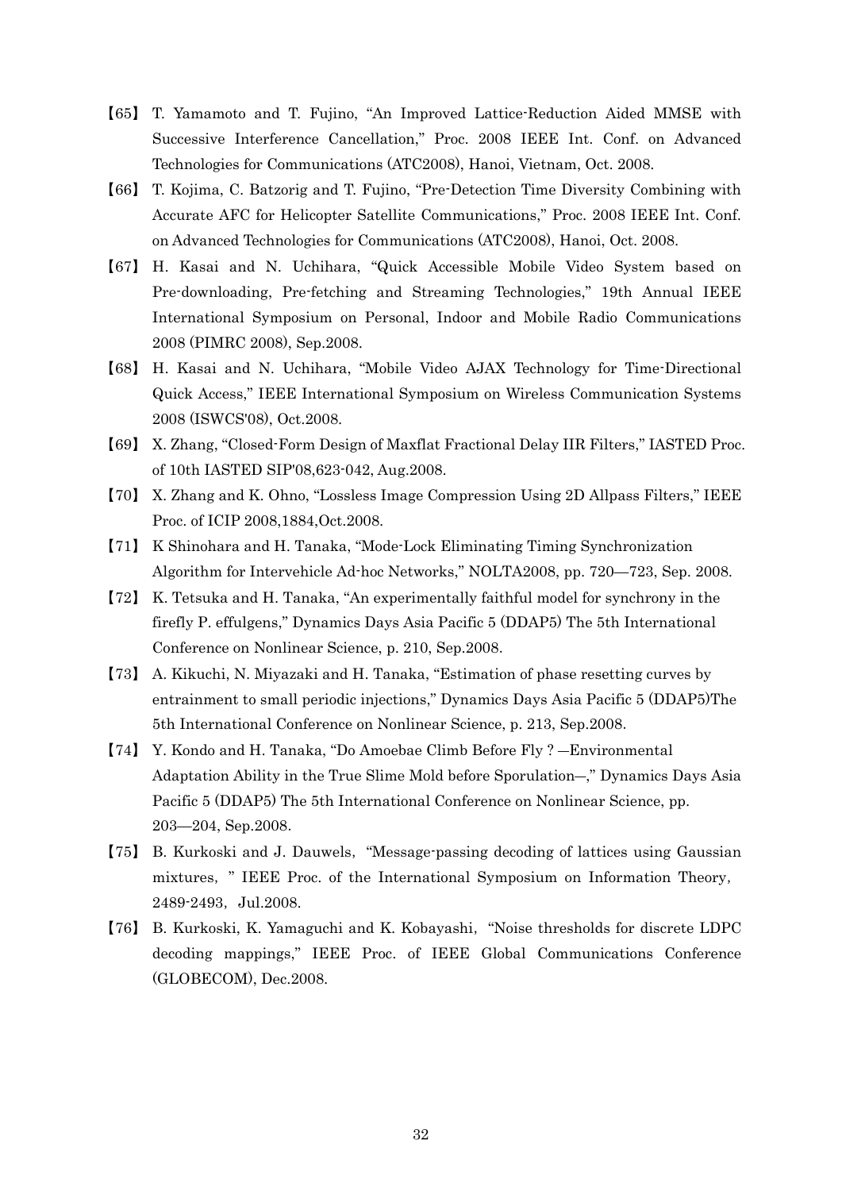【65】 T. Yamamoto and T. Fujino, "An Improved Lattice-Reduction Aided MMSE with Successive Interference Cancellation," Proc. 2008 IEEE Int. Conf. on Advanced Technologies for Communications (ATC2008), Hanoi, Vietnam, Oct. 2008.

【66】 T. Kojima, C. Batzorig and T. Fujino, "Pre-Detection Time Diversity Combining with Accurate AFC for Helicopter Satellite Communications," Proc. 2008 IEEE Int. Conf. on Advanced Technologies for Communications (ATC2008), Hanoi, Oct. 2008.

【67】 H. Kasai and N. Uchihara, "Quick Accessible Mobile Video System based on Pre-downloading, Pre-fetching and Streaming Technologies," 19th Annual IEEE International Symposium on Personal, Indoor and Mobile Radio Communications 2008 (PIMRC 2008), Sep.2008.

【68】 H. Kasai and N. Uchihara, "Mobile Video AJAX Technology for Time-Directional Quick Access," IEEE International Symposium on Wireless Communication Systems 2008 (ISWCS'08), Oct.2008.

【69】 X. Zhang, "Closed-Form Design of Maxflat Fractional Delay IIR Filters," IASTED Proc. of 10th IASTED SIP'08,623-042, Aug.2008.

【70】 X. Zhang and K. Ohno, "Lossless Image Compression Using 2D Allpass Filters," IEEE Proc. of ICIP 2008,1884,Oct.2008.

【71】 K Shinohara and H. Tanaka, "Mode-Lock Eliminating Timing Synchronization Algorithm for Intervehicle Ad-hoc Networks," NOLTA2008, pp. 720—723, Sep. 2008.

【72】 K. Tetsuka and H. Tanaka, "An experimentally faithful model for synchrony in the firefly P. effulgens," Dynamics Days Asia Pacific 5 (DDAP5) The 5th International Conference on Nonlinear Science, p. 210, Sep.2008.

【73】 A. Kikuchi, N. Miyazaki and H. Tanaka, "Estimation of phase resetting curves by entrainment to small periodic injections," Dynamics Days Asia Pacific 5 (DDAP5)The 5th International Conference on Nonlinear Science, p. 213, Sep.2008.

【74】 Y. Kondo and H. Tanaka, "Do Amoebae Climb Before Fly ? —Environmental Adaptation Ability in the True Slime Mold before Sporulation—," Dynamics Days Asia Pacific 5 (DDAP5) The 5th International Conference on Nonlinear Science, pp. 203—204, Sep.2008.

【75】 B. Kurkoski and J. Dauwels, "Message-passing decoding of lattices using Gaussian mixtures, " IEEE Proc. of the International Symposium on Information Theory, 2489-2493, Jul.2008.

【76】 B. Kurkoski, K. Yamaguchi and K. Kobayashi, "Noise thresholds for discrete LDPC decoding mappings," IEEE Proc. of IEEE Global Communications Conference (GLOBECOM), Dec.2008.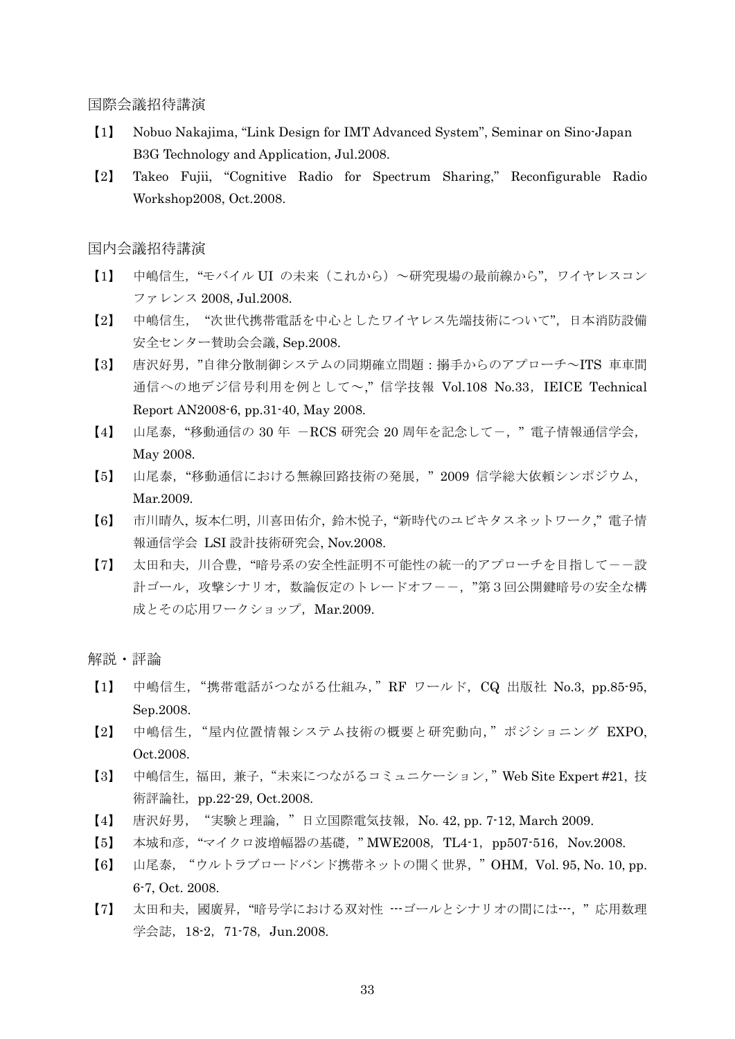## 国際会議招待講演

【1】 Nobuo Nakajima, "Link Design for IMT Advanced System", Seminar on Sino-Japan B3G Technology and Application, Jul.2008.

【2】 Takeo Fujii, "Cognitive Radio for Spectrum Sharing," Reconfigurable Radio Workshop2008, Oct.2008.

## 国内会議招待講演

【1】 中嶋信生, "モバイル UI の未来（これから）～研究現場の最前線から", ワイヤレスコンファレンス 2008, Jul.2008.

【2】 中嶋信生, "次世代携帯電話を中心としたワイヤレス先端技術について", 日本消防設備安全センター賛助会会議, Sep.2008.

【3】 唐沢好男, "自律分散制御システムの同期確立問題：搦手からのアプローチ～ITS 車車間通信への地デジ信号利用を例として～," 信学技報 Vol.108 No.33, IEICE Technical Report AN2008-6, pp.31-40, May 2008.

【4】 山尾泰, "移動通信の 30 年 －RCS 研究会 20 周年を記念して－, " 電子情報通信学会, May 2008.

【5】 山尾泰, "移動通信における無線回路技術の発展, " 2009 信学総大依頼シンポジウム, Mar.2009.

【6】 市川晴久, 坂本仁明, 川喜田佑介, 鈴木悦子, "新時代のユビキタスネットワーク," 電子情報通信学会 LSI 設計技術研究会, Nov.2008.

【7】 太田和夫, 川合豊, "暗号系の安全性証明不可能性の統一的アプローチを目指して－－設計ゴール, 攻撃シナリオ, 数論仮定のトレードオフ－－, "第 3 回公開鍵暗号の安全な構成とその応用ワークショップ, Mar.2009.

## 解説・評論

【1】 中嶋信生, "携帯電話がつながる仕組み, " RF ワールド, CQ 出版社 No.3, pp.85-95, Sep.2008.

【2】 中嶋信生, "屋内位置情報システム技術の概要と研究動向, " ポジショニング EXPO, Oct.2008.

【3】 中嶋信生, 福田, 兼子, "未来につながるコミュニケーション, " Web Site Expert #21, 技術評論社, pp.22-29, Oct.2008.

【4】 唐沢好男, "実験と理論, " 日立国際電気技報, No. 42, pp. 7-12, March 2009.

【5】 本城和彦, "マイクロ波増幅器の基礎, " MWE2008, TL4-1, pp507-516, Nov.2008.

【6】 山尾泰, "ウルトラブロードバンド携帯ネットの開く世界, " OHM, Vol. 95, No. 10, pp. 6-7, Oct. 2008.

【7】 太田和夫, 國廣昇, "暗号学における双対性 ---ゴールとシナリオの間には---, " 応用数理学会誌, 18-2, 71-78, Jun.2008.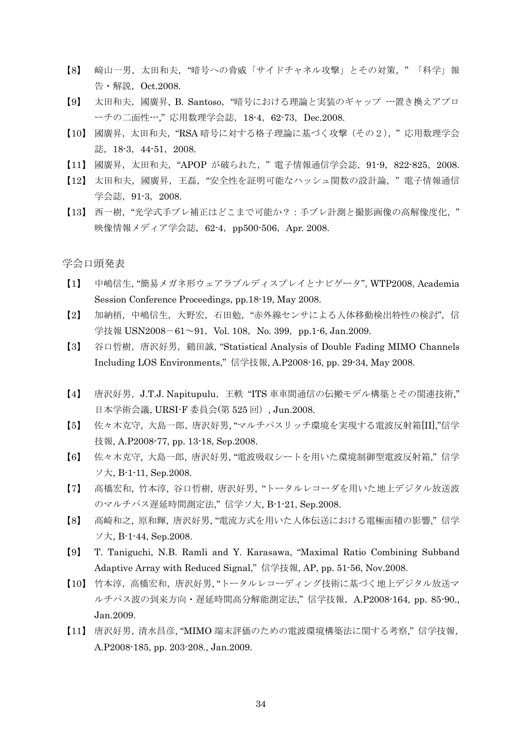【8】 﨑山一男，太田和夫，“暗号への脅威「サイドチャネル攻撃」とその対策，”「科学」報告・解説，Oct.2008.

【9】 太田和夫，國廣昇, B. Santoso，“暗号における理論と実装のギャップ ---置き換えアプローチの二面性---,” 応用数理学会誌，18-4，62-73，Dec.2008.

【10】 國廣昇，太田和夫，“RSA 暗号に対する格子理論に基づく攻撃（その２），”応用数理学会誌，18-3，44-51，2008.

【11】 國廣昇，太田和夫，“APOP が破られた，”電子情報通信学会誌，91-9，822-825，2008.

【12】 太田和夫，國廣昇，王磊，“安全性を証明可能なハッシュ関数の設計論，”電子情報通信学会誌，91-3，2008.

【13】 西一樹，“光学式手ブレ補正はどこまで可能か？：手ブレ計測と撮影画像の高解像度化，”映像情報メディア学会誌，62-4，pp500-506，Apr. 2008.

学会口頭発表

【1】 中嶋信生, “簡易メガネ形ウェアラブルディスプレイとナビゲータ”, WTP2008, Academia Session Conference Proceedings, pp.18-19, May 2008.

【2】 加納梢，中嶋信生，大野宏，石田勉，“赤外線センサによる人体移動検出特性の検討”，信学技報 USN2008－61～91，Vol. 108，No. 399，pp.1-6, Jan.2009.

【3】 谷口哲樹，唐沢好男，鶴田誠, “Statistical Analysis of Double Fading MIMO Channels Including LOS Environments,” 信学技報, A.P2008-16, pp. 29-34, May 2008.

【4】 唐沢好男，J.T.J. Napitupulu，王軼 “ITS 車車間通信の伝搬モデル構築とその関連技術,”日本学術会議, URSI-F 委員会(第 525 回）, Jun.2008.

【5】 佐々木克守, 大島一郎, 唐沢好男, “マルチパスリッチ環境を実現する電波反射箱[II],”信学技報, A.P2008-77, pp. 13-18, Sep.2008.

【6】 佐々木克守, 大島一郎, 唐沢好男, “電波吸収シートを用いた環境制御型電波反射箱,” 信学ソ大, B-1-11, Sep.2008.

【7】 高橋宏和, 竹本淳, 谷口哲樹, 唐沢好男, “トータルレコーダを用いた地上デジタル放送波のマルチパス遅延時間測定法,” 信学ソ大, B-1-21, Sep.2008.

【8】 高崎和之, 原和輝, 唐沢好男, “電流方式を用いた人体伝送における電極面積の影響,” 信学ソ大, B-1-44, Sep.2008.

【9】 T. Taniguchi, N.B. Ramli and Y. Karasawa, “Maximal Ratio Combining Subband Adaptive Array with Reduced Signal,” 信学技報, AP, pp. 51-56, Nov.2008.

【10】 竹本淳，高橋宏和，唐沢好男, “トータルレコーディング技術に基づく地上デジタル放送マルチパス波の到来方向・遅延時間高分解能測定法,” 信学技報，A.P2008-164, pp. 85-90., Jan.2009.

【11】 唐沢好男，清水昌彦, “MIMO 端末評価のための電波環境構築法に関する考察,” 信学技報，A.P2008-185, pp. 203-208., Jan.2009.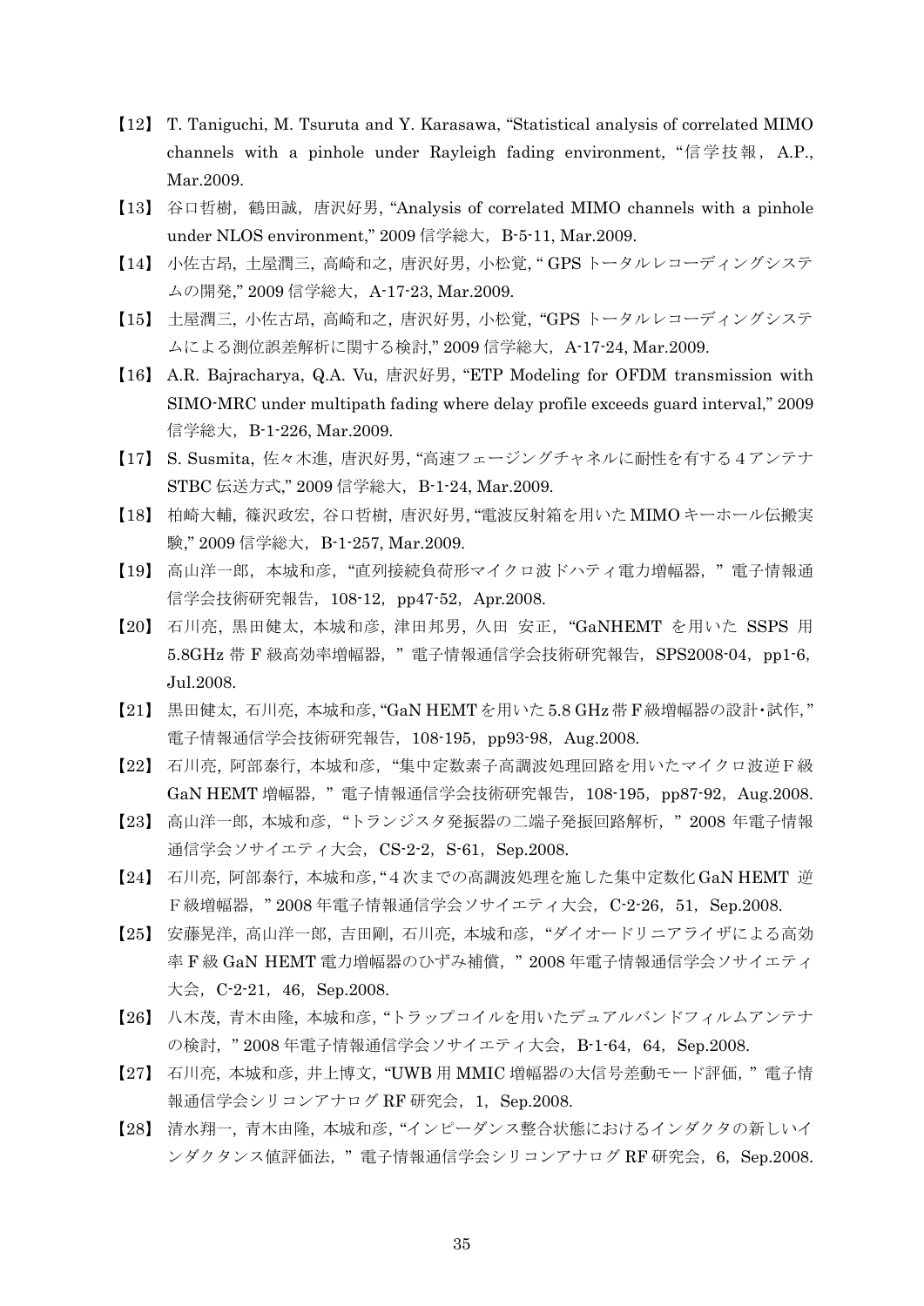【12】 T. Taniguchi, M. Tsuruta and Y. Karasawa, "Statistical analysis of correlated MIMO channels with a pinhole under Rayleigh fading environment, "信学技報，A.P., Mar.2009.

【13】 谷口哲樹，鶴田誠，唐沢好男, "Analysis of correlated MIMO channels with a pinhole under NLOS environment," 2009 信学総大，B-5-11, Mar.2009.

【14】 小佐古昂，土屋潤三，高崎和之，唐沢好男，小松覚, " GPS トータルレコーディングシステムの開発," 2009 信学総大，A-17-23, Mar.2009.

【15】 土屋潤三，小佐古昂，高崎和之，唐沢好男，小松覚, "GPS トータルレコーディングシステムによる測位誤差解析に関する検討," 2009 信学総大，A-17-24, Mar.2009.

【16】 A.R. Bajracharya, Q.A. Vu, 唐沢好男, "ETP Modeling for OFDM transmission with SIMO-MRC under multipath fading where delay profile exceeds guard interval," 2009 信学総大，B-1-226, Mar.2009.

【17】 S. Susmita, 佐々木進，唐沢好男, "高速フェージングチャネルに耐性を有する４アンテナ STBC 伝送方式," 2009 信学総大，B-1-24, Mar.2009.

【18】 柏崎大輔，篠沢政宏，谷口哲樹，唐沢好男, "電波反射箱を用いた MIMO キーホール伝搬実験," 2009 信学総大，B-1-257, Mar.2009.

【19】 高山洋一郎，本城和彦，"直列接続負荷形マイクロ波ドハティ電力増幅器，" 電子情報通信学会技術研究報告，108-12，pp47-52，Apr.2008.

【20】 石川亮，黒田健太，本城和彦，津田邦男，久田 安正，"GaNHEMT を用いた SSPS 用 5.8GHz 帯 F 級高効率増幅器，" 電子情報通信学会技術研究報告，SPS2008-04，pp1-6，Jul.2008.

【21】 黒田健太，石川亮，本城和彦, "GaN HEMT を用いた 5.8 GHz 帯 F 級増幅器の設計･試作，" 電子情報通信学会技術研究報告，108-195，pp93-98，Aug.2008.

【22】 石川亮，阿部泰行，本城和彦，"集中定数素子高調波処理回路を用いたマイクロ波逆Ｆ級 GaN HEMT 増幅器，" 電子情報通信学会技術研究報告，108-195，pp87-92，Aug.2008.

【23】 高山洋一郎，本城和彦，"トランジスタ発振器の二端子発振回路解析，" 2008 年電子情報通信学会ソサイエティ大会，CS-2-2，S-61，Sep.2008.

【24】 石川亮，阿部泰行，本城和彦, "４次までの高調波処理を施した集中定数化 GaN HEMT 逆Ｆ級増幅器，" 2008 年電子情報通信学会ソサイエティ大会，C-2-26，51，Sep.2008.

【25】 安藤晃洋，高山洋一郎，吉田剛，石川亮，本城和彦，"ダイオードリニアライザによる高効率 F 級 GaN HEMT 電力増幅器のひずみ補償，" 2008 年電子情報通信学会ソサイエティ大会，C-2-21，46，Sep.2008.

【26】 八木茂，青木由隆，本城和彦, "トラップコイルを用いたデュアルバンドフィルムアンテナの検討，" 2008 年電子情報通信学会ソサイエティ大会，B-1-64，64，Sep.2008.

【27】 石川亮，本城和彦，井上博文, "UWB 用 MMIC 増幅器の大信号差動モード評価，" 電子情報通信学会シリコンアナログ RF 研究会，1，Sep.2008.

【28】 清水翔一，青木由隆，本城和彦, "インピーダンス整合状態におけるインダクタの新しいインダクタンス値評価法，" 電子情報通信学会シリコンアナログ RF 研究会，6，Sep.2008.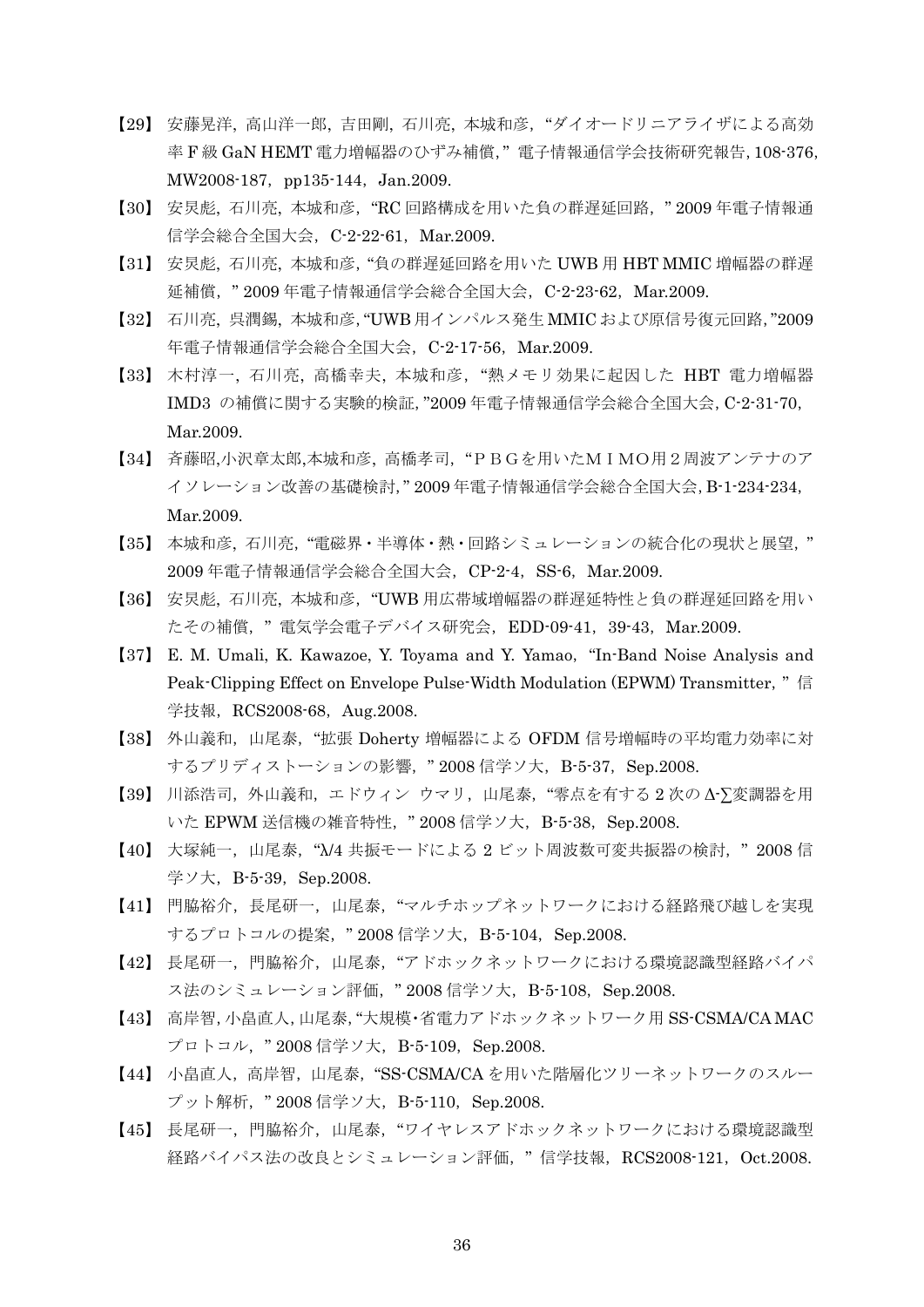【29】 安藤晃洋，高山洋一郎，吉田剛，石川亮，本城和彦，“ダイオードリニアライザによる高効率 F 級 GaN HEMT 電力増幅器のひずみ補償，” 電子情報通信学会技術研究報告，108-376，MW2008-187，pp135-144，Jan.2009.

【30】 安炅彪，石川亮，本城和彦，“RC 回路構成を用いた負の群遅延回路，” 2009 年電子情報通信学会総合全国大会，C-2-22-61，Mar.2009.

【31】 安炅彪，石川亮，本城和彦，“負の群遅延回路を用いた UWB 用 HBT MMIC 増幅器の群遅延補償，” 2009 年電子情報通信学会総合全国大会，C-2-23-62，Mar.2009.

【32】 石川亮，呉潤錫，本城和彦，“UWB 用インパルス発生 MMIC および原信号復元回路，”2009 年電子情報通信学会総合全国大会，C-2-17-56，Mar.2009.

【33】 木村淳一，石川亮，高橋幸夫，本城和彦，“熱メモリ効果に起因した HBT 電力増幅器 IMD3 の補償に関する実験的検証，”2009 年電子情報通信学会総合全国大会，C-2-31-70，Mar.2009.

【34】 斉藤昭,小沢章太郎,本城和彦，高橋孝司，“ＰＢＧを用いたＭＩＭＯ用２周波アンテナのアイソレーション改善の基礎検討，” 2009 年電子情報通信学会総合全国大会，B-1-234-234，Mar.2009.

【35】 本城和彦，石川亮，“電磁界・半導体・熱・回路シミュレーションの統合化の現状と展望，” 2009 年電子情報通信学会総合全国大会，CP-2-4，SS-6，Mar.2009.

【36】 安炅彪，石川亮，本城和彦，“UWB 用広帯域増幅器の群遅延特性と負の群遅延回路を用いたその補償，” 電気学会電子デバイス研究会，EDD-09-41，39-43，Mar.2009.

【37】 E. M. Umali, K. Kawazoe, Y. Toyama and Y. Yamao，“In-Band Noise Analysis and Peak-Clipping Effect on Envelope Pulse-Width Modulation (EPWM) Transmitter，” 信学技報，RCS2008-68，Aug.2008.

【38】 外山義和，山尾泰，“拡張 Doherty 増幅器による OFDM 信号増幅時の平均電力効率に対するプリディストーションの影響，” 2008 信学ソ大，B-5-37，Sep.2008.

【39】 川添浩司，外山義和，エドウィン ウマリ，山尾泰，“零点を有する 2 次の Δ-∑変調器を用いた EPWM 送信機の雑音特性，” 2008 信学ソ大，B-5-38，Sep.2008.

【40】 大塚純一，山尾泰，“λ/4 共振モードによる 2 ビット周波数可変共振器の検討，” 2008 信学ソ大，B-5-39，Sep.2008.

【41】 門脇裕介，長尾研一，山尾泰，“マルチホップネットワークにおける経路飛び越しを実現するプロトコルの提案，” 2008 信学ソ大，B-5-104，Sep.2008.

【42】 長尾研一，門脇裕介，山尾泰，“アドホックネットワークにおける環境認識型経路バイパス法のシミュレーション評価，” 2008 信学ソ大，B-5-108，Sep.2008.

【43】 高岸智，小畠直人，山尾泰，“大規模・省電力アドホックネットワーク用 SS-CSMA/CA MAC プロトコル，” 2008 信学ソ大，B-5-109，Sep.2008.

【44】 小畠直人，高岸智，山尾泰，“SS-CSMA/CA を用いた階層化ツリーネットワークのスループット解析，” 2008 信学ソ大，B-5-110，Sep.2008.

【45】 長尾研一，門脇裕介，山尾泰，“ワイヤレスアドホックネットワークにおける環境認識型経路バイパス法の改良とシミュレーション評価，” 信学技報，RCS2008-121，Oct.2008.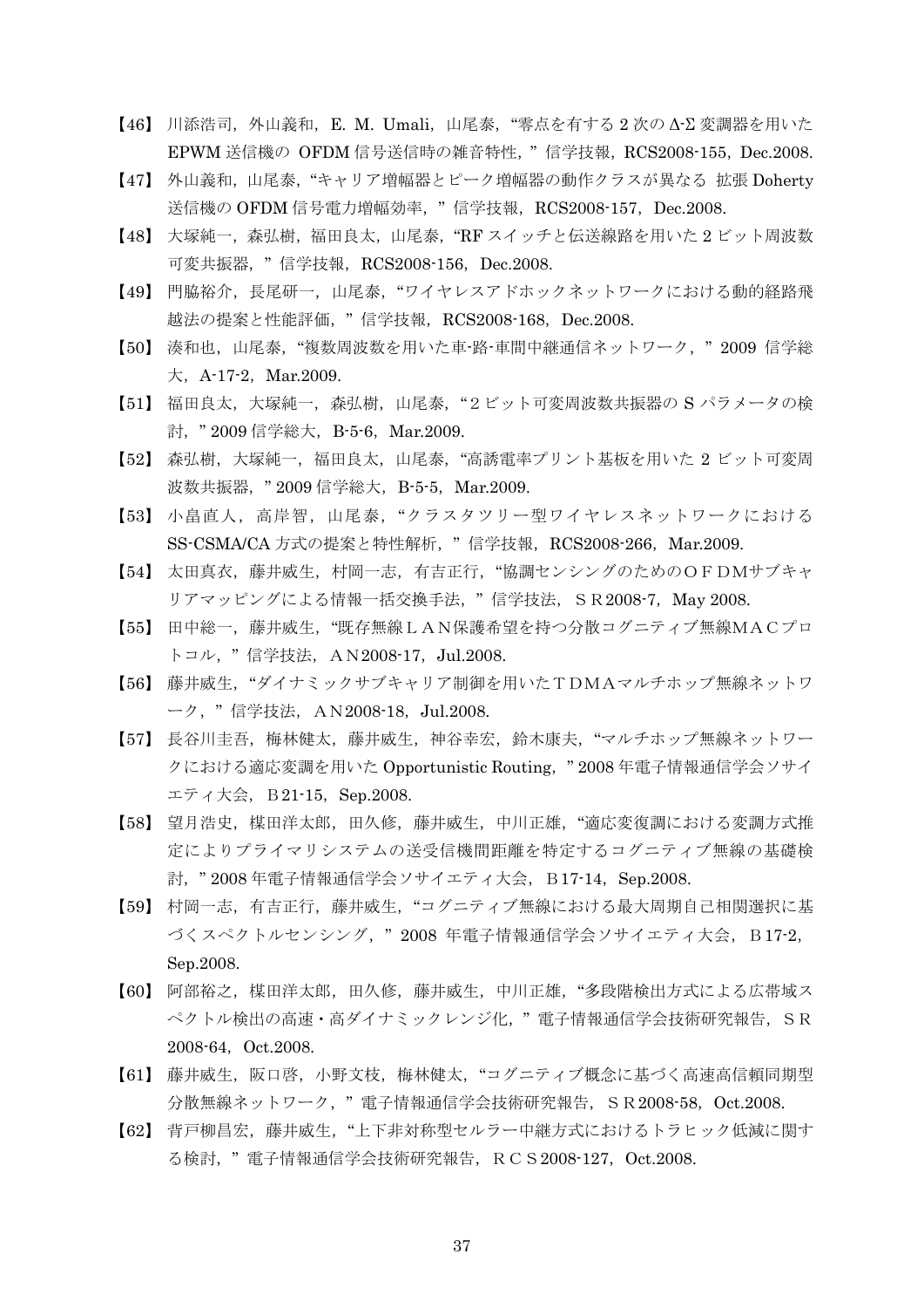【46】 川添浩司，外山義和，E. M. Umali，山尾泰，“零点を有する 2 次の Δ-Σ 変調器を用いた EPWM 送信機の OFDM 信号送信時の雑音特性，” 信学技報，RCS2008-155，Dec.2008.

【47】 外山義和，山尾泰，“キャリア増幅器とピーク増幅器の動作クラスが異なる 拡張 Doherty 送信機の OFDM 信号電力増幅効率，” 信学技報，RCS2008-157，Dec.2008.

【48】 大塚純一，森弘樹，福田良太，山尾泰，“RF スイッチと伝送線路を用いた 2 ビット周波数可変共振器，” 信学技報，RCS2008-156，Dec.2008.

【49】 門脇裕介，長尾研一，山尾泰，“ワイヤレスアドホックネットワークにおける動的経路飛越法の提案と性能評価，” 信学技報，RCS2008-168，Dec.2008.

【50】 湊和也，山尾泰，“複数周波数を用いた車-路-車間中継通信ネットワーク，” 2009 信学総大，A-17-2，Mar.2009.

【51】 福田良太，大塚純一，森弘樹，山尾泰，“2 ビット可変周波数共振器の S パラメータの検討，” 2009 信学総大，B-5-6，Mar.2009.

【52】 森弘樹，大塚純一，福田良太，山尾泰，“高誘電率プリント基板を用いた 2 ビット可変周波数共振器，” 2009 信学総大，B-5-5，Mar.2009.

【53】 小畠直人，高岸智，山尾泰，“クラスタツリー型ワイヤレスネットワークにおける SS-CSMA/CA 方式の提案と特性解析，” 信学技報，RCS2008-266，Mar.2009.

【54】 太田真衣，藤井威生，村岡一志，有吉正行，“協調センシングのためのＯＦＤＭサブキャリアマッピングによる情報一括交換手法，” 信学技法，ＳＲ2008-7，May 2008.

【55】 田中総一，藤井威生，“既存無線ＬＡＮ保護希望を持つ分散コグニティブ無線ＭＡＣプロトコル，” 信学技法，ＡＮ2008-17，Jul.2008.

【56】 藤井威生，“ダイナミックサブキャリア制御を用いたＴＤＭＡマルチホップ無線ネットワーク，” 信学技法，ＡＮ2008-18，Jul.2008.

【57】 長谷川圭吾，梅林健太，藤井威生，神谷幸宏，鈴木康夫，“マルチホップ無線ネットワークにおける適応変調を用いた Opportunistic Routing，” 2008 年電子情報通信学会ソサイエティ大会，Ｂ21-15，Sep.2008.

【58】 望月浩史，楳田洋太郎，田久修，藤井威生，中川正雄，“適応変復調における変調方式推定によりプライマリシステムの送受信機間距離を特定するコグニティブ無線の基礎検討，” 2008 年電子情報通信学会ソサイエティ大会，Ｂ17-14，Sep.2008.

【59】 村岡一志，有吉正行，藤井威生，“コグニティブ無線における最大周期自己相関選択に基づくスペクトルセンシング，” 2008 年電子情報通信学会ソサイエティ大会，Ｂ17-2，Sep.2008.

【60】 阿部裕之，楳田洋太郎，田久修，藤井威生，中川正雄，“多段階検出方式による広帯域スペクトル検出の高速・高ダイナミックレンジ化，” 電子情報通信学会技術研究報告，ＳＲ 2008-64，Oct.2008.

【61】 藤井威生，阪口啓，小野文枝，梅林健太，“コグニティブ概念に基づく高速高信頼同期型分散無線ネットワーク，” 電子情報通信学会技術研究報告，ＳＲ2008-58，Oct.2008.

【62】 背戸柳昌宏，藤井威生，“上下非対称型セルラー中継方式におけるトラヒック低減に関する検討，” 電子情報通信学会技術研究報告，ＲＣＳ2008-127，Oct.2008.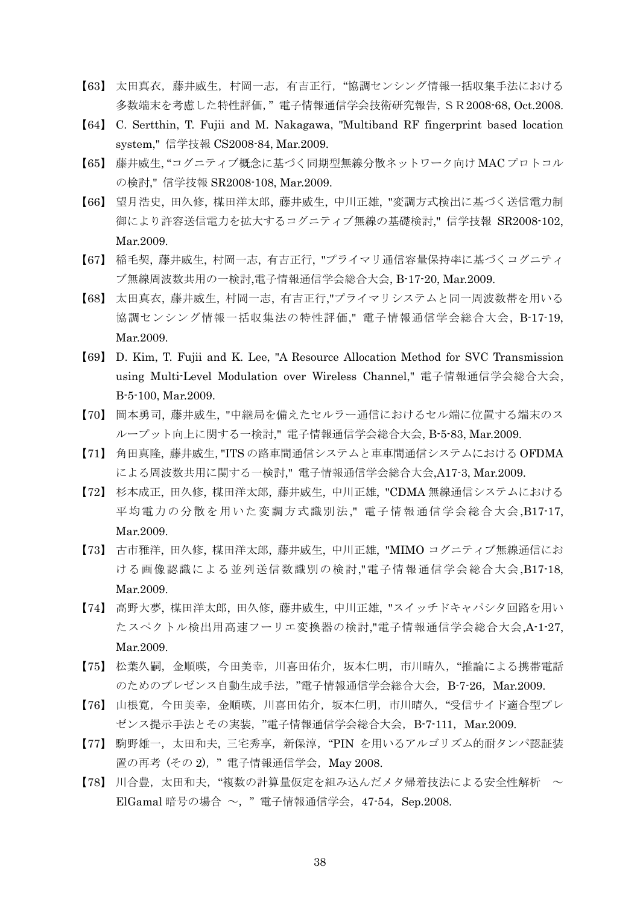【63】 太田真衣，藤井威生，村岡一志，有吉正行，“協調センシング情報一括収集手法における多数端末を考慮した特性評価，” 電子情報通信学会技術研究報告，ＳＲ2008-68, Oct.2008.

【64】 C. Sertthin, T. Fujii and M. Nakagawa, "Multiband RF fingerprint based location system," 信学技報 CS2008-84, Mar.2009.

【65】 藤井威生, “コグニティブ概念に基づく同期型無線分散ネットワーク向けMACプロトコルの検討," 信学技報 SR2008-108, Mar.2009.

【66】 望月浩史, 田久修, 楳田洋太郎, 藤井威生, 中川正雄, "変調方式検出に基づく送信電力制御により許容送信電力を拡大するコグニティブ無線の基礎検討," 信学技報 SR2008-102, Mar.2009.

【67】 稲毛契, 藤井威生, 村岡一志, 有吉正行, "プライマリ通信容量保持率に基づくコグニティブ無線周波数共用の一検討,電子情報通信学会総合大会, B-17-20, Mar.2009.

【68】 太田真衣, 藤井威生, 村岡一志, 有吉正行,"プライマリシステムと同一周波数帯を用いる協調センシング情報一括収集法の特性評価," 電子情報通信学会総合大会, B-17-19, Mar.2009.

【69】 D. Kim, T. Fujii and K. Lee, "A Resource Allocation Method for SVC Transmission using Multi-Level Modulation over Wireless Channel," 電子情報通信学会総合大会, B-5-100, Mar.2009.

【70】 岡本勇司, 藤井威生, "中継局を備えたセルラー通信におけるセル端に位置する端末のスループット向上に関する一検討," 電子情報通信学会総合大会, B-5-83, Mar.2009.

【71】 角田真隆, 藤井威生, "ITSの路車間通信システムと車車間通信システムにおけるOFDMAによる周波数共用に関する一検討," 電子情報通信学会総合大会,A17-3, Mar.2009.

【72】 杉本成正, 田久修, 楳田洋太郎, 藤井威生, 中川正雄, "CDMA無線通信システムにおける平均電力の分散を用いた変調方式識別法," 電子情報通信学会総合大会,B17-17, Mar.2009.

【73】 古市雅洋, 田久修, 楳田洋太郎, 藤井威生, 中川正雄, "MIMOコグニティブ無線通信における画像認識による並列送信数識別の検討,"電子情報通信学会総合大会,B17-18, Mar.2009.

【74】 高野大夢, 楳田洋太郎, 田久修, 藤井威生, 中川正雄, "スイッチドキャパシタ回路を用いたスペクトル検出用高速フーリエ変換器の検討,"電子情報通信学会総合大会,A-1-27, Mar.2009.

【75】 松葉久嗣，金順暎，今田美幸，川喜田佑介，坂本仁明，市川晴久，“推論による携帯電話のためのプレゼンス自動生成手法，”電子情報通信学会総合大会，B-7-26，Mar.2009.

【76】 山根寛，今田美幸，金順暎，川喜田佑介，坂本仁明，市川晴久，“受信サイド適合型プレゼンス提示手法とその実装，”電子情報通信学会総合大会，B-7-111，Mar.2009.

【77】 駒野雄一，太田和夫，三宅秀享，新保淳，“PIN を用いるアルゴリズム的耐タンパ認証装置の再考（その 2），” 電子情報通信学会，May 2008.

【78】 川合豊，太田和夫，“複数の計算量仮定を組み込んだメタ帰着技法による安全性解析　～ElGamal暗号の場合　～，” 電子情報通信学会，47-54，Sep.2008.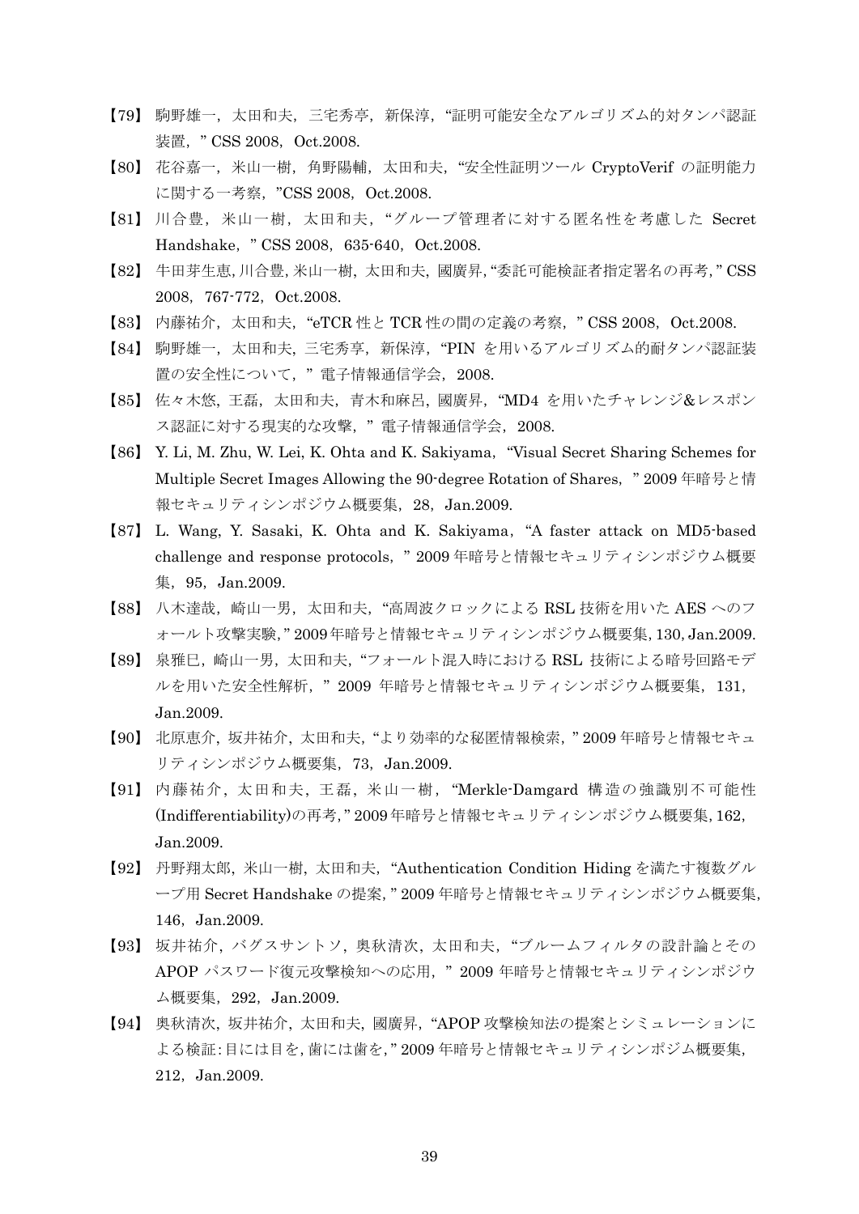【79】 駒野雄一，太田和夫，三宅秀亨，新保淳，"証明可能安全なアルゴリズム的対タンパ認証装置，" CSS 2008，Oct.2008.

【80】 花谷嘉一，米山一樹，角野陽輔，太田和夫，"安全性証明ツール CryptoVerif の証明能力に関する一考察，"CSS 2008，Oct.2008.

【81】 川合豊，米山一樹，太田和夫，"グループ管理者に対する匿名性を考慮した Secret Handshake，" CSS 2008，635-640，Oct.2008.

【82】 牛田芽生恵, 川合豊, 米山一樹, 太田和夫, 國廣昇, "委託可能検証者指定署名の再考, " CSS 2008，767-772，Oct.2008.

【83】 内藤祐介，太田和夫，"eTCR 性と TCR 性の間の定義の考察，" CSS 2008，Oct.2008.

【84】 駒野雄一，太田和夫，三宅秀享，新保淳，"PIN を用いるアルゴリズム的耐タンパ認証装置の安全性について，" 電子情報通信学会，2008.

【85】 佐々木悠，王磊，太田和夫，青木和麻呂，國廣昇，"MD4 を用いたチャレンジ&レスポンス認証に対する現実的な攻撃，" 電子情報通信学会，2008.

【86】 Y. Li, M. Zhu, W. Lei, K. Ohta and K. Sakiyama，"Visual Secret Sharing Schemes for Multiple Secret Images Allowing the 90-degree Rotation of Shares，" 2009 年暗号と情報セキュリティシンポジウム概要集，28，Jan.2009.

【87】 L. Wang, Y. Sasaki, K. Ohta and K. Sakiyama，"A faster attack on MD5-based challenge and response protocols，" 2009 年暗号と情報セキュリティシンポジウム概要集，95，Jan.2009.

【88】 八木達哉，崎山一男，太田和夫，"高周波クロックによる RSL 技術を用いた AES へのフォールト攻撃実験, " 2009 年暗号と情報セキュリティシンポジウム概要集, 130, Jan.2009.

【89】 泉雅巳，崎山一男，太田和夫，"フォールト混入時における RSL 技術による暗号回路モデルを用いた安全性解析，" 2009 年暗号と情報セキュリティシンポジウム概要集，131，Jan.2009.

【90】 北原恵介，坂井祐介，太田和夫，"より効率的な秘匿情報検索，" 2009 年暗号と情報セキュリティシンポジウム概要集，73，Jan.2009.

【91】 内藤祐介，太田和夫，王磊，米山一樹，"Merkle-Damgard 構造の強識別不可能性(Indifferentiability)の再考, " 2009 年暗号と情報セキュリティシンポジウム概要集, 162, Jan.2009.

【92】 丹野翔太郎，米山一樹，太田和夫，"Authentication Condition Hiding を満たす複数グループ用 Secret Handshake の提案, " 2009 年暗号と情報セキュリティシンポジウム概要集, 146，Jan.2009.

【93】 坂井祐介，バグスサントソ，奥秋清次，太田和夫，"ブルームフィルタの設計論とその APOP パスワード復元攻撃検知への応用，" 2009 年暗号と情報セキュリティシンポジウム概要集，292，Jan.2009.

【94】 奥秋清次，坂井祐介，太田和夫，國廣昇，"APOP 攻撃検知法の提案とシミュレーションによる検証: 目には目を, 歯には歯を, " 2009 年暗号と情報セキュリティシンポジム概要集, 212，Jan.2009.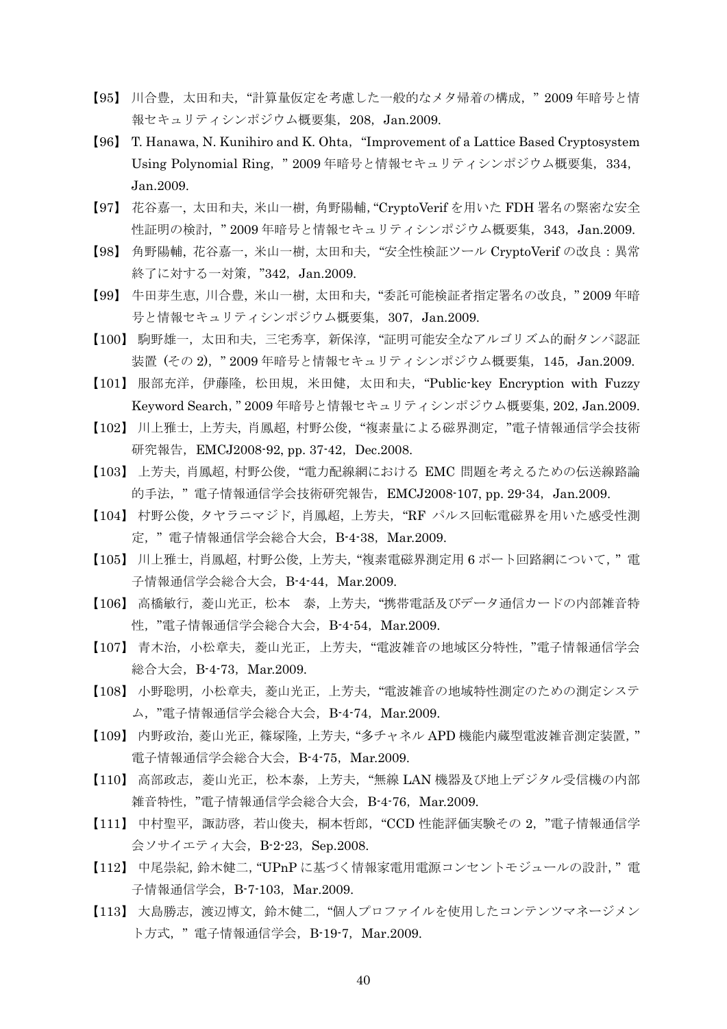【95】 川合豊，太田和夫，“計算量仮定を考慮した一般的なメタ帰着の構成，” 2009 年暗号と情報セキュリティシンポジウム概要集，208，Jan.2009.

【96】 T. Hanawa, N. Kunihiro and K. Ohta，“Improvement of a Lattice Based Cryptosystem Using Polynomial Ring，” 2009 年暗号と情報セキュリティシンポジウム概要集，334，Jan.2009.

【97】 花谷嘉一，太田和夫，米山一樹，角野陽輔，“CryptoVerif を用いた FDH 署名の緊密な安全性証明の検討，” 2009 年暗号と情報セキュリティシンポジウム概要集，343，Jan.2009.

【98】 角野陽輔，花谷嘉一，米山一樹，太田和夫，“安全性検証ツール CryptoVerif の改良：異常終了に対する一対策，”342，Jan.2009.

【99】 牛田芽生恵，川合豊，米山一樹，太田和夫，“委託可能検証者指定署名の改良，” 2009 年暗号と情報セキュリティシンポジウム概要集，307，Jan.2009.

【100】 駒野雄一，太田和夫，三宅秀享，新保淳，“証明可能安全なアルゴリズム的耐タンパ認証装置 (その 2)，” 2009 年暗号と情報セキュリティシンポジウム概要集，145，Jan.2009.

【101】 服部充洋，伊藤隆，松田規，米田健，太田和夫，“Public-key Encryption with Fuzzy Keyword Search，” 2009 年暗号と情報セキュリティシンポジウム概要集，202，Jan.2009.

【102】 川上雅士，上芳夫，肖鳳超，村野公俊，“複素量による磁界測定，”電子情報通信学会技術研究報告，EMCJ2008-92，pp. 37-42，Dec.2008.

【103】 上芳夫，肖鳳超，村野公俊，“電力配線網における EMC 問題を考えるための伝送線路論的手法，” 電子情報通信学会技術研究報告，EMCJ2008-107，pp. 29-34，Jan.2009.

【104】 村野公俊，タヤラニマジド，肖鳳超，上芳夫，“RF パルス回転電磁界を用いた感受性測定，” 電子情報通信学会総合大会，B-4-38，Mar.2009.

【105】 川上雅士，肖鳳超，村野公俊，上芳夫，“複素電磁界測定用 6 ポート回路網について，” 電子情報通信学会総合大会，B-4-44，Mar.2009.

【106】 高橋敏行，菱山光正，松本　泰，上芳夫，“携帯電話及びデータ通信カードの内部雑音特性，”電子情報通信学会総合大会，B-4-54，Mar.2009.

【107】 青木治，小松章夫，菱山光正，上芳夫，“電波雑音の地域区分特性，”電子情報通信学会総合大会，B-4-73，Mar.2009.

【108】 小野聡明，小松章夫，菱山光正，上芳夫，“電波雑音の地域特性測定のための測定システム，”電子情報通信学会総合大会，B-4-74，Mar.2009.

【109】 内野政治，菱山光正，篠塚隆，上芳夫，“多チャネル APD 機能内蔵型電波雑音測定装置，” 電子情報通信学会総合大会，B-4-75，Mar.2009.

【110】 高部政志，菱山光正，松本泰，上芳夫，“無線 LAN 機器及び地上デジタル受信機の内部雑音特性，”電子情報通信学会総合大会，B-4-76，Mar.2009.

【111】 中村聖平，諏訪啓，若山俊夫，桐本哲郎，“CCD 性能評価実験その 2，”電子情報通信学会ソサイエティ大会，B-2-23，Sep.2008.

【112】 中尾崇紀，鈴木健二，“UPnP に基づく情報家電用電源コンセントモジュールの設計，” 電子情報通信学会，B-7-103，Mar.2009.

【113】 大島勝志，渡辺博文，鈴木健二，“個人プロファイルを使用したコンテンツマネージメント方式，” 電子情報通信学会，B-19-7，Mar.2009.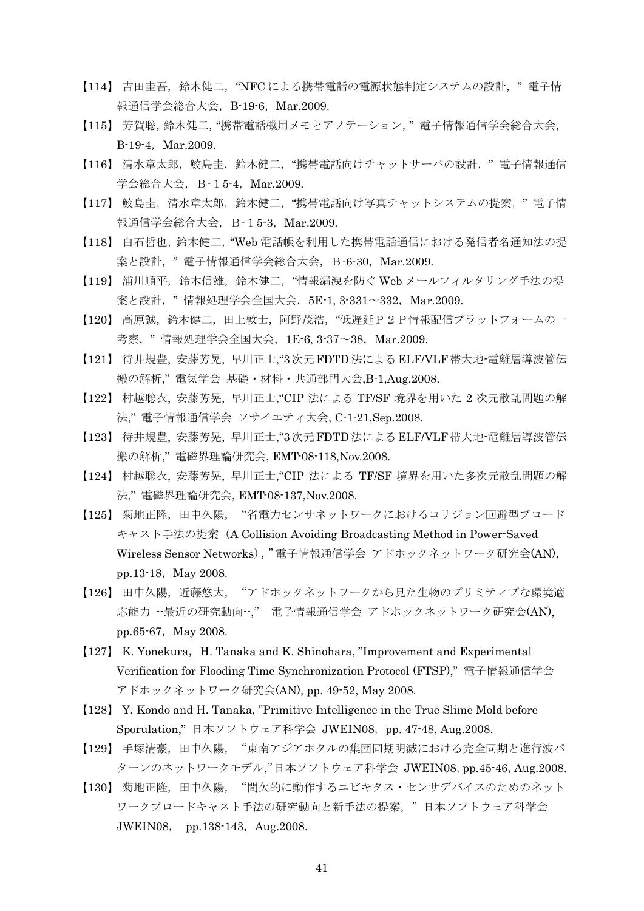【114】 吉田圭吾，鈴木健二，“NFC による携帯電話の電源状態判定システムの設計，” 電子情報通信学会総合大会，B-19-6，Mar.2009.

【115】 芳賀聡, 鈴木健二, “携帯電話機用メモとアノテーション, ” 電子情報通信学会総合大会，B-19-4，Mar.2009.

【116】 清水章太郎，鮫島圭，鈴木健二，“携帯電話向けチャットサーバの設計，” 電子情報通信学会総合大会，Ｂ-１5-4，Mar.2009.

【117】 鮫島圭，清水章太郎，鈴木健二，“携帯電話向け写真チャットシステムの提案，” 電子情報通信学会総合大会，Ｂ-１5-3，Mar.2009.

【118】 白石哲也, 鈴木健二, “Web 電話帳を利用した携帯電話通信における発信者名通知法の提案と設計，” 電子情報通信学会総合大会，Ｂ-6-30，Mar.2009.

【119】 浦川順平，鈴木信雄，鈴木健二，“情報漏洩を防ぐ Web メールフィルタリング手法の提案と設計，” 情報処理学会全国大会，5E-1, 3-331～332，Mar.2009.

【120】 高原誠，鈴木健二，田上敦士，阿野茂浩，“低遅延Ｐ２Ｐ情報配信プラットフォームの一考察，” 情報処理学会全国大会，1E-6, 3-37～38，Mar.2009.

【121】 待井規豊, 安藤芳晃, 早川正士,“3 次元 FDTD 法による ELF/VLF 帯大地-電離層導波管伝搬の解析,” 電気学会 基礎・材料・共通部門大会,B-1,Aug.2008.

【122】 村越聡衣, 安藤芳晃, 早川正士,“CIP 法による TF/SF 境界を用いた 2 次元散乱問題の解法,” 電子情報通信学会 ソサイエティ大会, C-1-21,Sep.2008.

【123】 待井規豊, 安藤芳晃, 早川正士,“3 次元 FDTD 法による ELF/VLF 帯大地-電離層導波管伝搬の解析,” 電磁界理論研究会, EMT-08-118,Nov.2008.

【124】 村越聡衣, 安藤芳晃, 早川正士,“CIP 法による TF/SF 境界を用いた多次元散乱問題の解法,” 電磁界理論研究会, EMT-08-137,Nov.2008.

【125】 菊地正隆，田中久陽，“省電力センサネットワークにおけるコリジョン回避型ブロードキャスト手法の提案（A Collision Avoiding Broadcasting Method in Power-Saved Wireless Sensor Networks）, ” 電子情報通信学会 アドホックネットワーク研究会(AN), pp.13-18，May 2008.

【126】 田中久陽，近藤悠太，“アドホックネットワークから見た生物のプリミティブな環境適応能力 --最近の研究動向--,” 電子情報通信学会 アドホックネットワーク研究会(AN), pp.65-67，May 2008.

【127】 K. Yonekura，H. Tanaka and K. Shinohara, ”Improvement and Experimental Verification for Flooding Time Synchronization Protocol (FTSP),” 電子情報通信学会 アドホックネットワーク研究会(AN), pp. 49-52, May 2008.

【128】 Y. Kondo and H. Tanaka, ”Primitive Intelligence in the True Slime Mold before Sporulation,” 日本ソフトウェア科学会 JWEIN08，pp. 47-48, Aug.2008.

【129】 手塚清豪，田中久陽，“東南アジアホタルの集団同期明滅における完全同期と進行波パターンのネットワークモデル,” 日本ソフトウェア科学会 JWEIN08, pp.45-46, Aug.2008.

【130】 菊地正隆，田中久陽，“間欠的に動作するユビキタス・センサデバイスのためのネットワークブロードキャスト手法の研究動向と新手法の提案，” 日本ソフトウェア科学会 JWEIN08， pp.138-143，Aug.2008.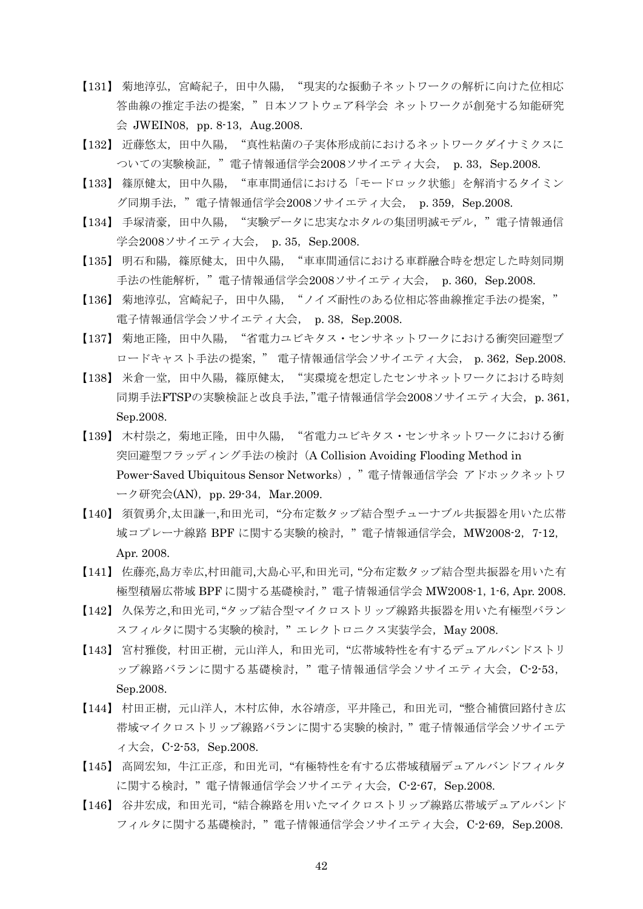【131】 菊地淳弘，宮崎紀子，田中久陽，“現実的な振動子ネットワークの解析に向けた位相応答曲線の推定手法の提案，”日本ソフトウェア科学会 ネットワークが創発する知能研究会 JWEIN08，pp. 8-13，Aug.2008.

【132】 近藤悠太，田中久陽，“真性粘菌の子実体形成前におけるネットワークダイナミクスについての実験検証，”電子情報通信学会2008ソサイエティ大会， p. 33，Sep.2008.

【133】 篠原健太，田中久陽，“車車間通信における「モードロック状態」を解消するタイミング同期手法，”電子情報通信学会2008ソサイエティ大会， p. 359，Sep.2008.

【134】 手塚清豪，田中久陽，“実験データに忠実なホタルの集団明滅モデル，”電子情報通信学会2008ソサイエティ大会， p. 35，Sep.2008.

【135】 明石和陽，篠原健太，田中久陽，“車車間通信における車群融合時を想定した時刻同期手法の性能解析，”電子情報通信学会2008ソサイエティ大会， p. 360，Sep.2008.

【136】 菊地淳弘，宮崎紀子，田中久陽，“ノイズ耐性のある位相応答曲線推定手法の提案，”電子情報通信学会ソサイエティ大会， p. 38，Sep.2008.

【137】 菊地正隆，田中久陽，“省電力ユビキタス・センサネットワークにおける衝突回避型ブロードキャスト手法の提案，” 電子情報通信学会ソサイエティ大会， p. 362，Sep.2008.

【138】 米倉一堂，田中久陽，篠原健太，“実環境を想定したセンサネットワークにおける時刻同期手法FTSPの実験検証と改良手法，”電子情報通信学会2008ソサイエティ大会，p. 361，Sep.2008.

【139】 木村崇之，菊地正隆，田中久陽，“省電力ユビキタス・センサネットワークにおける衝突回避型フラッディング手法の検討（A Collision Avoiding Flooding Method in Power-Saved Ubiquitous Sensor Networks），”電子情報通信学会 アドホックネットワーク研究会(AN)，pp. 29-34，Mar.2009.

【140】 須賀勇介,太田謙一,和田光司，“分布定数タップ結合型チューナブル共振器を用いた広帯域コプレーナ線路 BPF に関する実験的検討，”電子情報通信学会，MW2008-2，7-12，Apr. 2008.

【141】 佐藤亮,島方幸広,村田龍司,大島心平,和田光司,“分布定数タップ結合型共振器を用いた有極型積層広帯域 BPF に関する基礎検討,”電子情報通信学会 MW2008-1, 1-6, Apr. 2008.

【142】 久保芳之,和田光司,“タップ結合型マイクロストリップ線路共振器を用いた有極型バランスフィルタに関する実験的検討，”エレクトロニクス実装学会，May 2008.

【143】 宮村雅俊，村田正樹，元山洋人，和田光司，“広帯域特性を有するデュアルバンドストリップ線路バランに関する基礎検討，”電子情報通信学会ソサイエティ大会， C-2-53，Sep.2008.

【144】 村田正樹，元山洋人，木村広伸，水谷靖彦，平井隆己，和田光司，“整合補償回路付き広帯域マイクロストリップ線路バランに関する実験的検討，”電子情報通信学会ソサイエティ大会，C-2-53，Sep.2008.

【145】 高岡宏知，牛江正彦，和田光司，“有極特性を有する広帯域積層デュアルバンドフィルタに関する検討，”電子情報通信学会ソサイエティ大会，C-2-67，Sep.2008.

【146】 谷井宏成，和田光司，“結合線路を用いたマイクロストリップ線路広帯域デュアルバンドフィルタに関する基礎検討，”電子情報通信学会ソサイエティ大会，C-2-69，Sep.2008.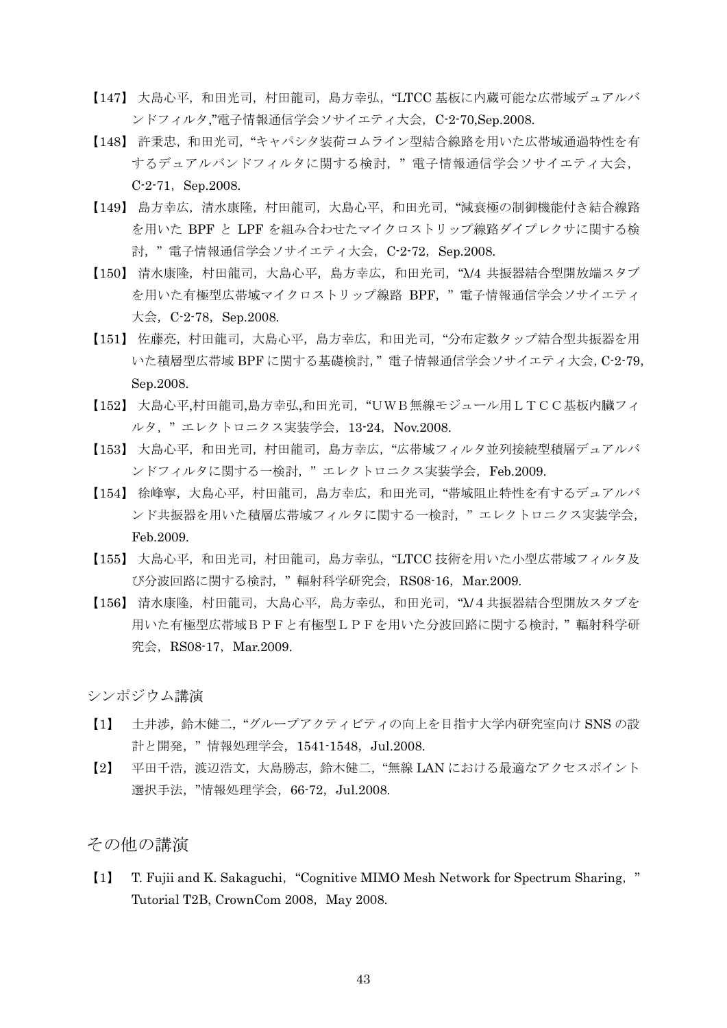【147】 大島心平，和田光司，村田龍司，島方幸弘，“LTCC 基板に内蔵可能な広帯域デュアルバンドフィルタ,”電子情報通信学会ソサイエティ大会，C-2-70,Sep.2008.

【148】 許秉忠，和田光司，“キャパシタ装荷コムライン型結合線路を用いた広帯域通過特性を有するデュアルバンドフィルタに関する検討，”電子情報通信学会ソサイエティ大会，C-2-71，Sep.2008.

【149】 島方幸広，清水康隆，村田龍司，大島心平，和田光司，“減衰極の制御機能付き結合線路を用いた BPF と LPF を組み合わせたマイクロストリップ線路ダイプレクサに関する検討，”電子情報通信学会ソサイエティ大会，C-2-72，Sep.2008.

【150】 清水康隆，村田龍司，大島心平，島方幸広，和田光司，“λ/4 共振器結合型開放端スタブを用いた有極型広帯域マイクロストリップ線路 BPF，”電子情報通信学会ソサイエティ大会，C-2-78，Sep.2008.

【151】 佐藤亮，村田龍司，大島心平，島方幸広，和田光司，“分布定数タップ結合型共振器を用いた積層型広帯域 BPF に関する基礎検討,”電子情報通信学会ソサイエティ大会, C-2-79, Sep.2008.

【152】 大島心平,村田龍司,島方幸弘,和田光司，“UWB無線モジュール用LTCC基板内臓フィルタ，”エレクトロニクス実装学会，13-24，Nov.2008.

【153】 大島心平，和田光司，村田龍司，島方幸広，“広帯域フィルタ並列接続型積層デュアルバンドフィルタに関する一検討，”エレクトロニクス実装学会，Feb.2009.

【154】 徐峰寧，大島心平，村田龍司，島方幸広，和田光司，“帯域阻止特性を有するデュアルバンド共振器を用いた積層広帯域フィルタに関する一検討，”エレクトロニクス実装学会，Feb.2009.

【155】 大島心平，和田光司，村田龍司，島方幸弘，“LTCC 技術を用いた小型広帯域フィルタ及び分波回路に関する検討，”輻射科学研究会，RS08-16，Mar.2009.

【156】 清水康隆，村田龍司，大島心平，島方幸弘，和田光司，“λ/4 共振器結合型開放スタブを用いた有極型広帯域ＢＰＦと有極型ＬＰＦを用いた分波回路に関する検討,”輻射科学研究会，RS08-17，Mar.2009.

### シンポジウム講演

【1】 土井涉，鈴木健二，“グループアクティビティの向上を目指す大学内研究室向け SNS の設計と開発，”情報処理学会，1541-1548，Jul.2008.

【2】 平田千浩，渡辺浩文，大島勝志，鈴木健二，“無線 LAN における最適なアクセスポイント選択手法，”情報処理学会，66-72，Jul.2008.

## その他の講演

【1】 T. Fujii and K. Sakaguchi，“Cognitive MIMO Mesh Network for Spectrum Sharing，” Tutorial T2B, CrownCom 2008，May 2008.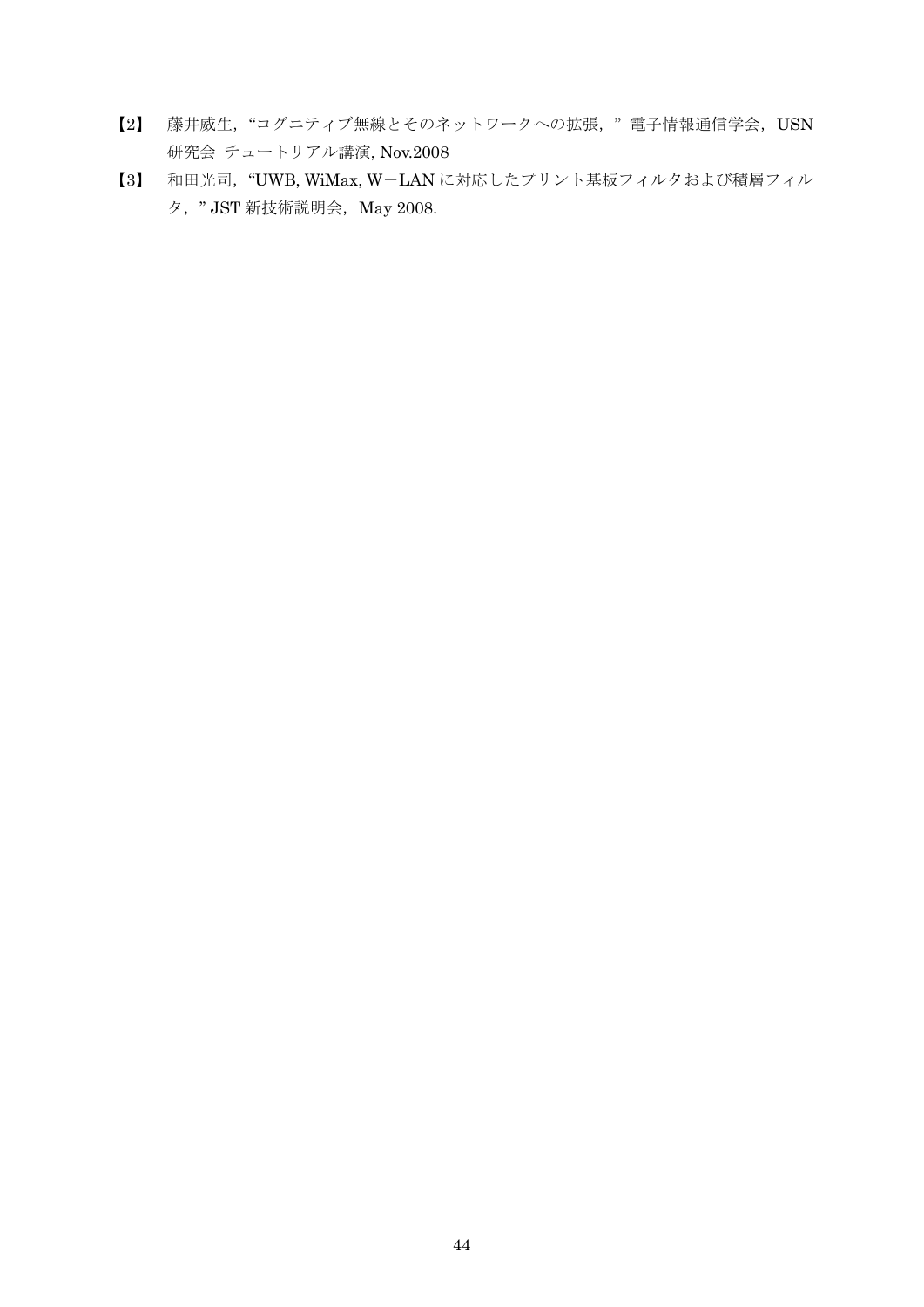【2】 藤井威生，“コグニティブ無線とそのネットワークへの拡張，” 電子情報通信学会，USN 研究会 チュートリアル講演, Nov.2008

【3】 和田光司，“UWB, WiMax, W－LAN に対応したプリント基板フィルタおよび積層フィルタ，” JST 新技術説明会，May 2008.